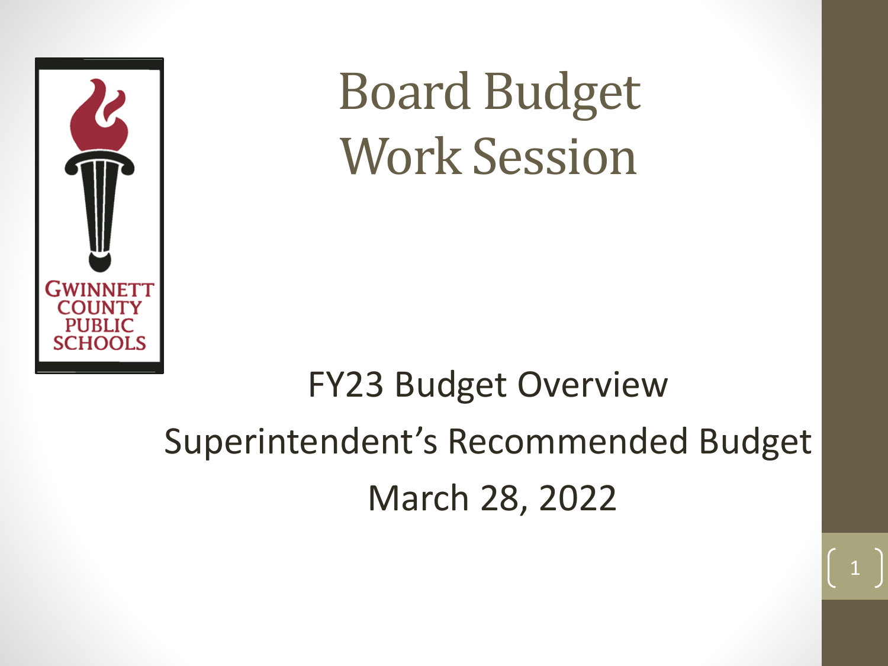# Board Budget Work Session

FY23 Budget Overview

Superintendent's Recommended Budget

March 28, 2022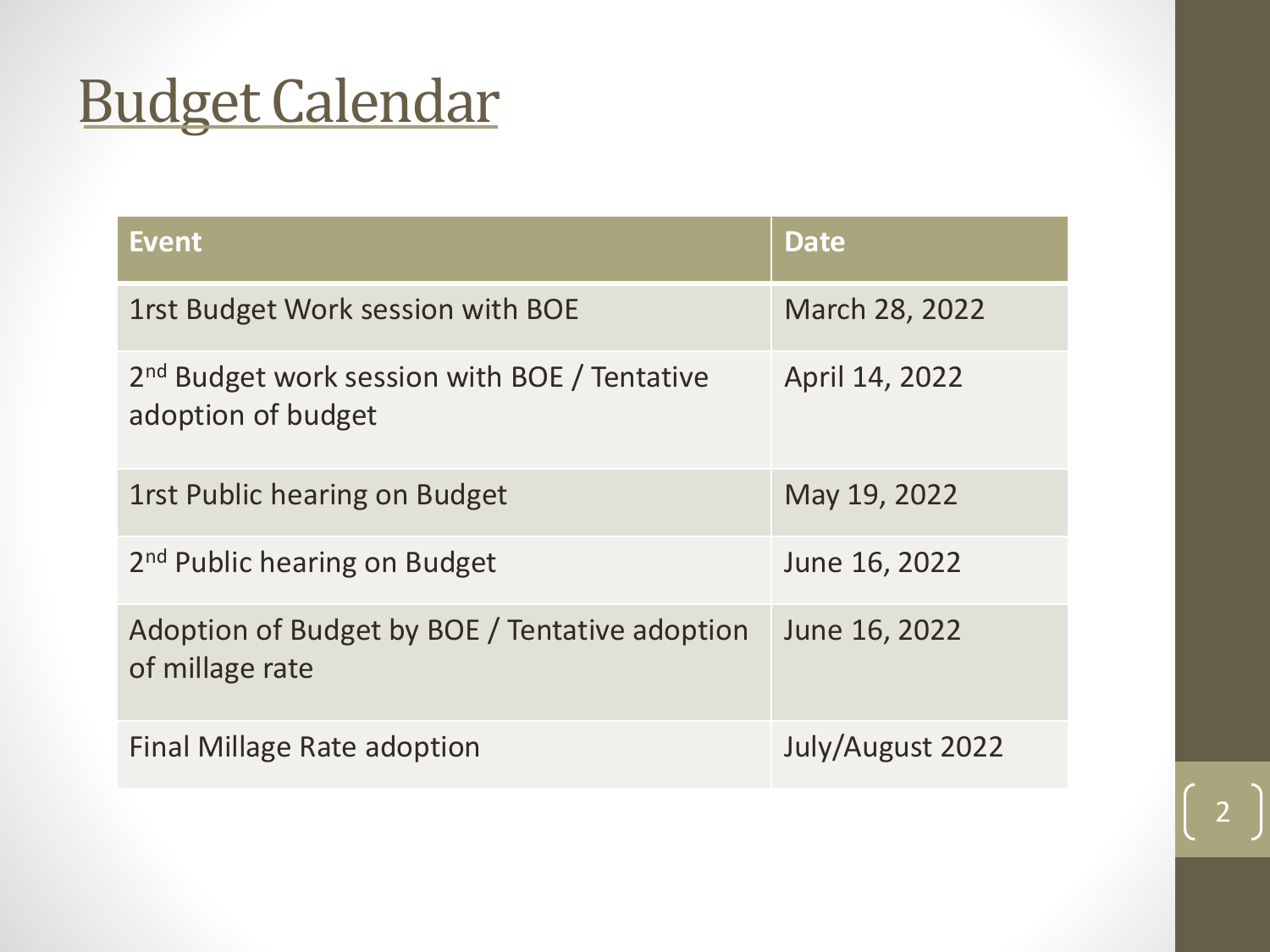# Budget Calendar

| Event | Date |
| --- | --- |
| 1rst Budget Work session with BOE | March 28, 2022 |
| 2nd Budget work session with BOE / Tentative adoption of budget | April 14, 2022 |
| 1rst Public hearing on Budget | May 19, 2022 |
| 2nd Public hearing on Budget | June 16, 2022 |
| Adoption of Budget by BOE / Tentative adoption of millage rate | June 16, 2022 |
| Final Millage Rate adoption | July/August 2022 |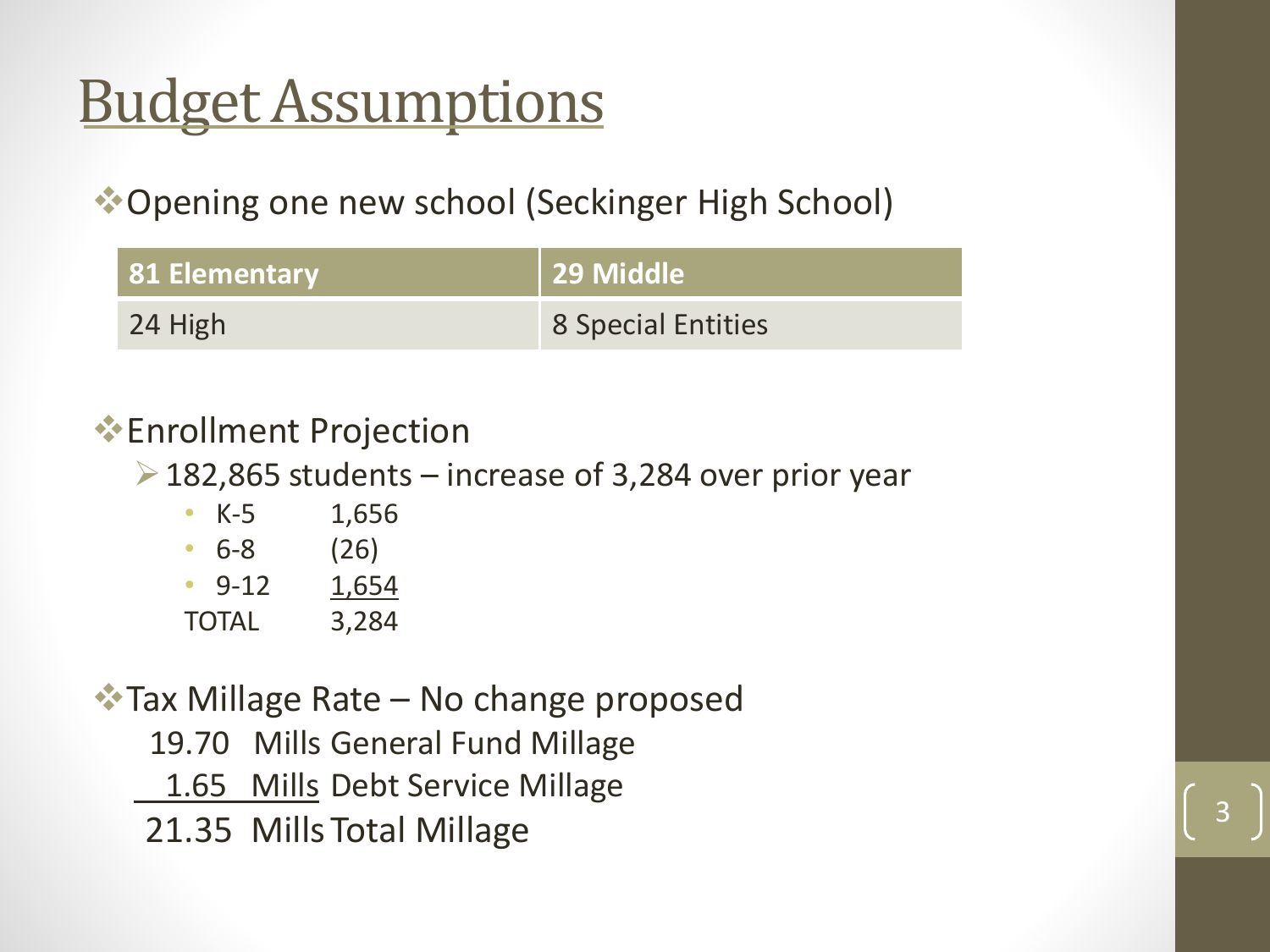# Budget Assumptions

- Opening one new school (Seckinger High School)

| 81 Elementary | 29 Middle |
|---|---|
| 24 High | 8 Special Entities |

- Enrollment Projection
  - 182,865 students – increase of 3,284 over prior year

| | |
|---|---|
| K-5 | 1,656 |
| 6-8 | (26) |
| 9-12 | 1,654 |
| TOTAL | 3,284 |

- Tax Millage Rate – No change proposed

| | | |
|---|---|---|
| 19.70 | Mills | General Fund Millage |
| 1.65 | Mills | Debt Service Millage |
| 21.35 | Mills | Total Millage |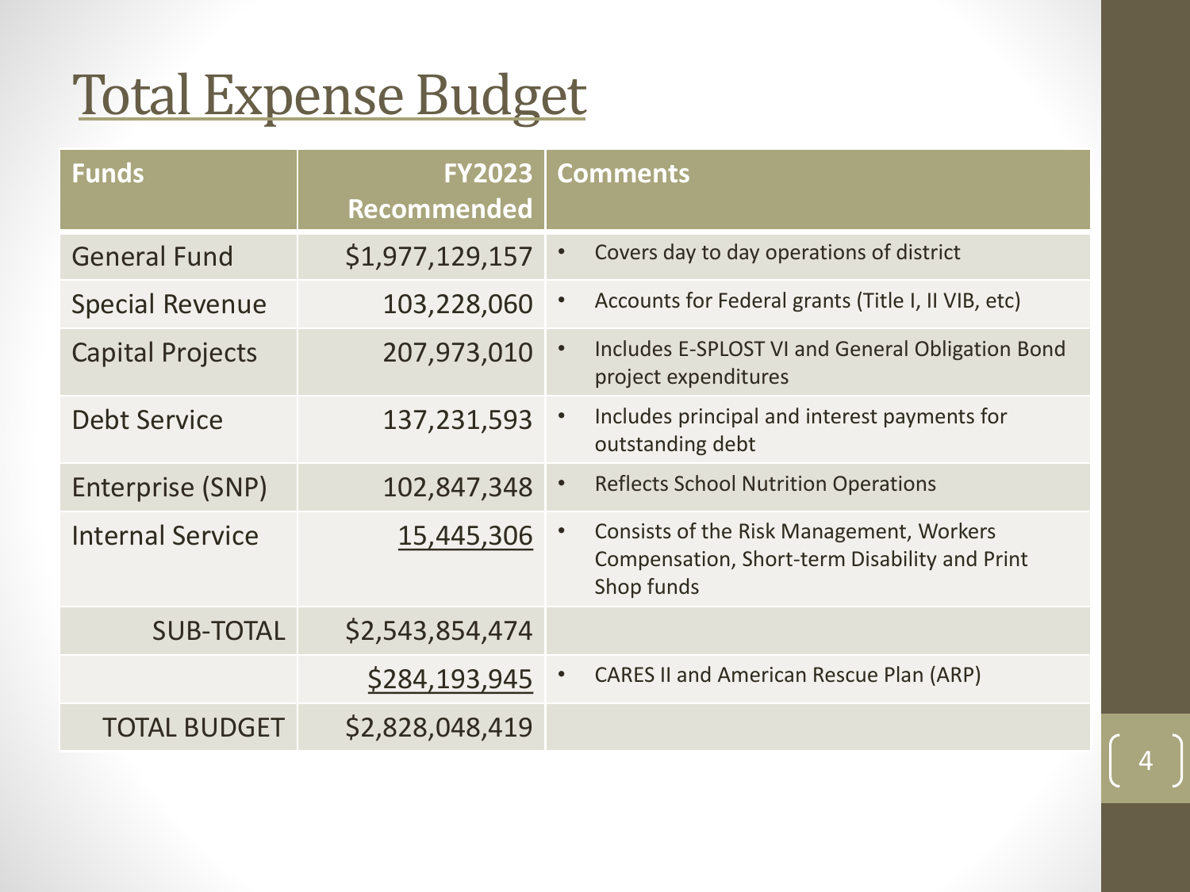# Total Expense Budget

| Funds | FY2023 Recommended | Comments |
| --- | --- | --- |
| General Fund | $1,977,129,157 | • Covers day to day operations of district |
| Special Revenue | 103,228,060 | • Accounts for Federal grants (Title I, II VIB, etc) |
| Capital Projects | 207,973,010 | • Includes E-SPLOST VI and General Obligation Bond project expenditures |
| Debt Service | 137,231,593 | • Includes principal and interest payments for outstanding debt |
| Enterprise (SNP) | 102,847,348 | • Reflects School Nutrition Operations |
| Internal Service | 15,445,306 | • Consists of the Risk Management, Workers Compensation, Short-term Disability and Print Shop funds |
| SUB-TOTAL | $2,543,854,474 | |
| | $284,193,945 | • CARES II and American Rescue Plan (ARP) |
| TOTAL BUDGET | $2,828,048,419 | |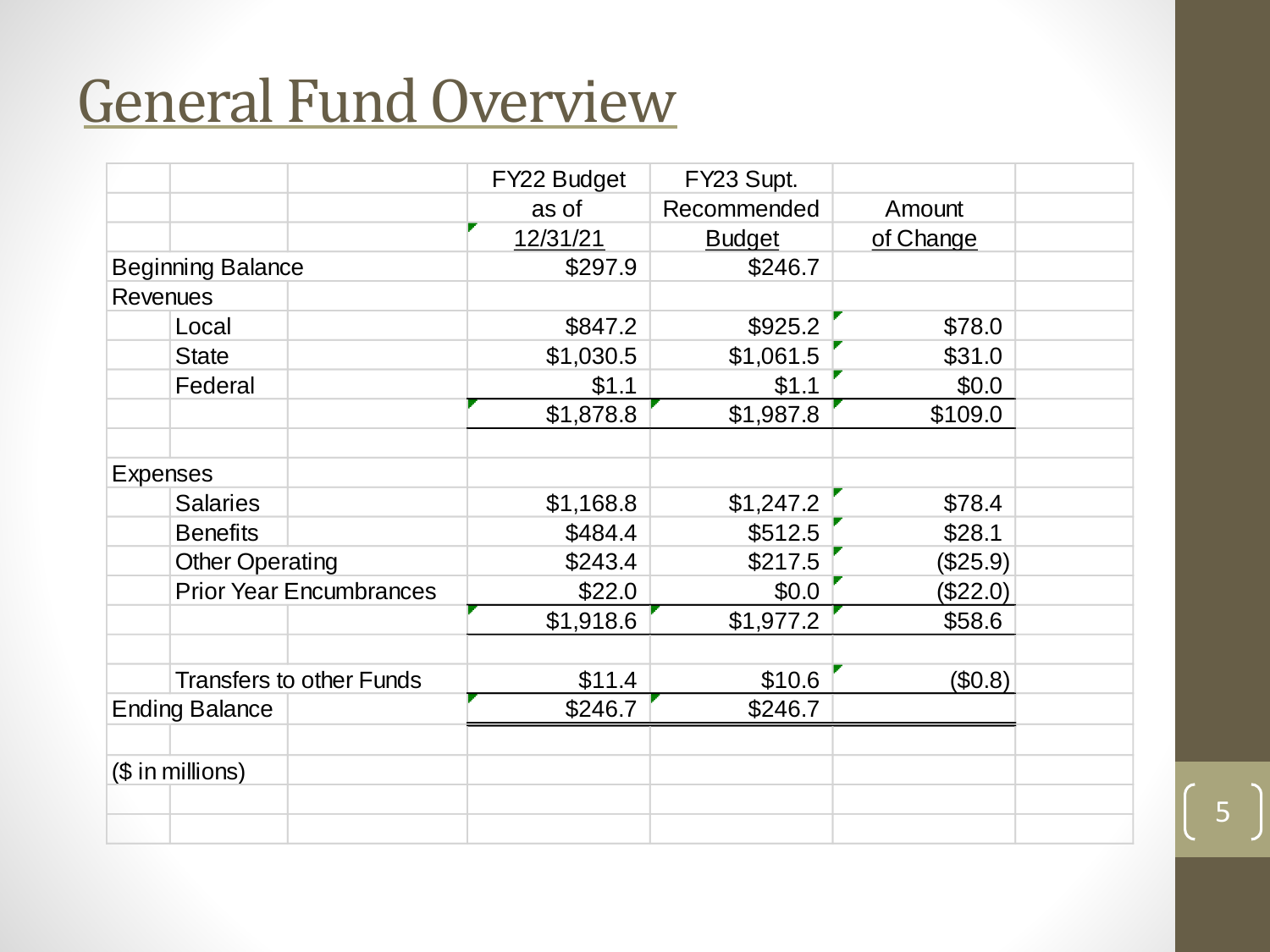# General Fund Overview

| | FY22 Budget as of 12/31/21 | FY23 Supt. Recommended Budget | Amount of Change |
|---|---|---|---|
| Beginning Balance | $297.9 | $246.7 | |
| Revenues | | | |
| Local | $847.2 | $925.2 | $78.0 |
| State | $1,030.5 | $1,061.5 | $31.0 |
| Federal | $1.1 | $1.1 | $0.0 |
| | $1,878.8 | $1,987.8 | $109.0 |
| | | | |
| Expenses | | | |
| Salaries | $1,168.8 | $1,247.2 | $78.4 |
| Benefits | $484.4 | $512.5 | $28.1 |
| Other Operating | $243.4 | $217.5 | ($25.9) |
| Prior Year Encumbrances | $22.0 | $0.0 | ($22.0) |
| | $1,918.6 | $1,977.2 | $58.6 |
| | | | |
| Transfers to other Funds | $11.4 | $10.6 | ($0.8) |
| Ending Balance | $246.7 | $246.7 | |

($ in millions)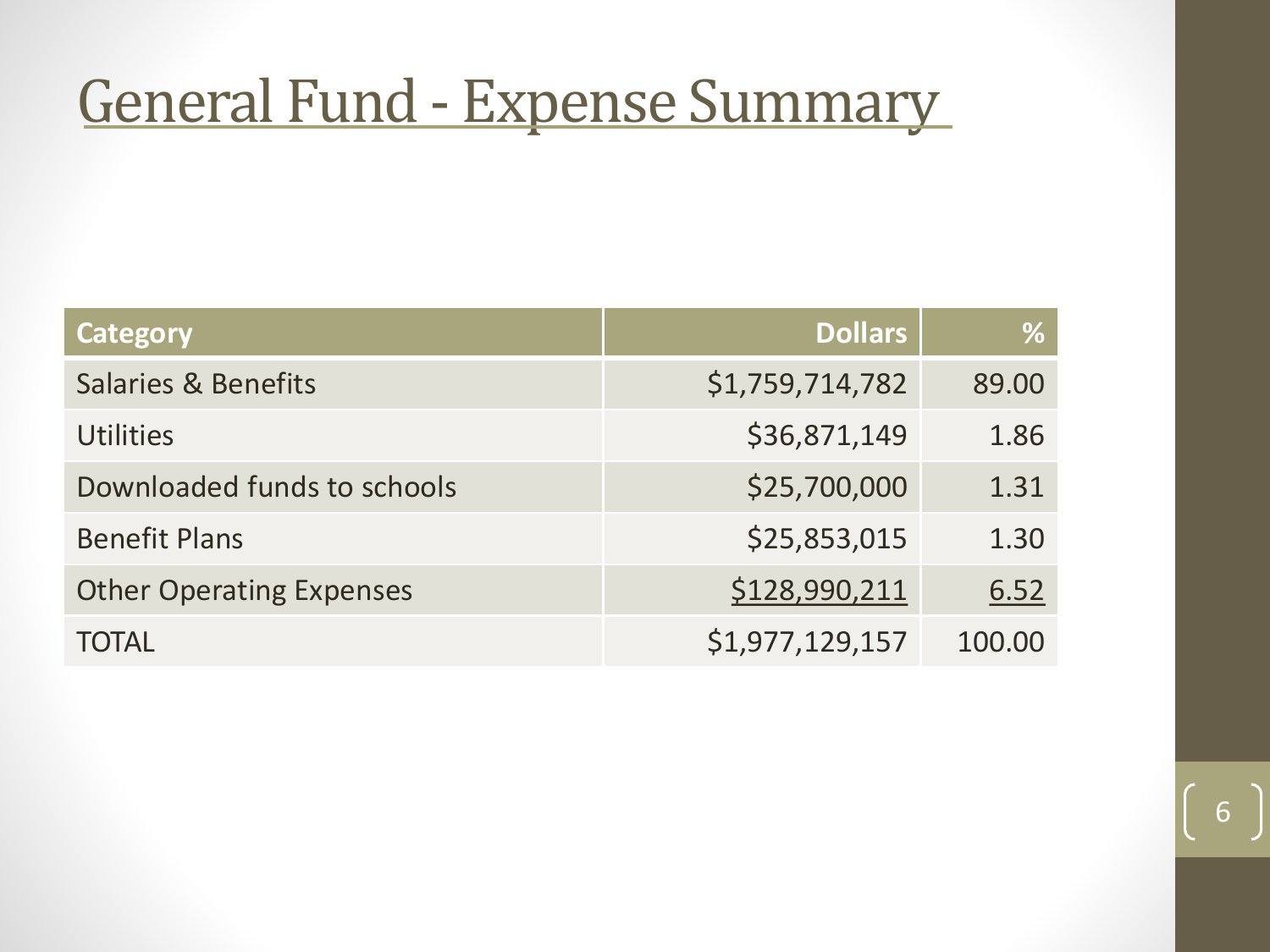# General Fund - Expense Summary

| Category | Dollars | % |
|---|---|---|
| Salaries & Benefits | $1,759,714,782 | 89.00 |
| Utilities | $36,871,149 | 1.86 |
| Downloaded funds to schools | $25,700,000 | 1.31 |
| Benefit Plans | $25,853,015 | 1.30 |
| Other Operating Expenses | $128,990,211 | 6.52 |
| TOTAL | $1,977,129,157 | 100.00 |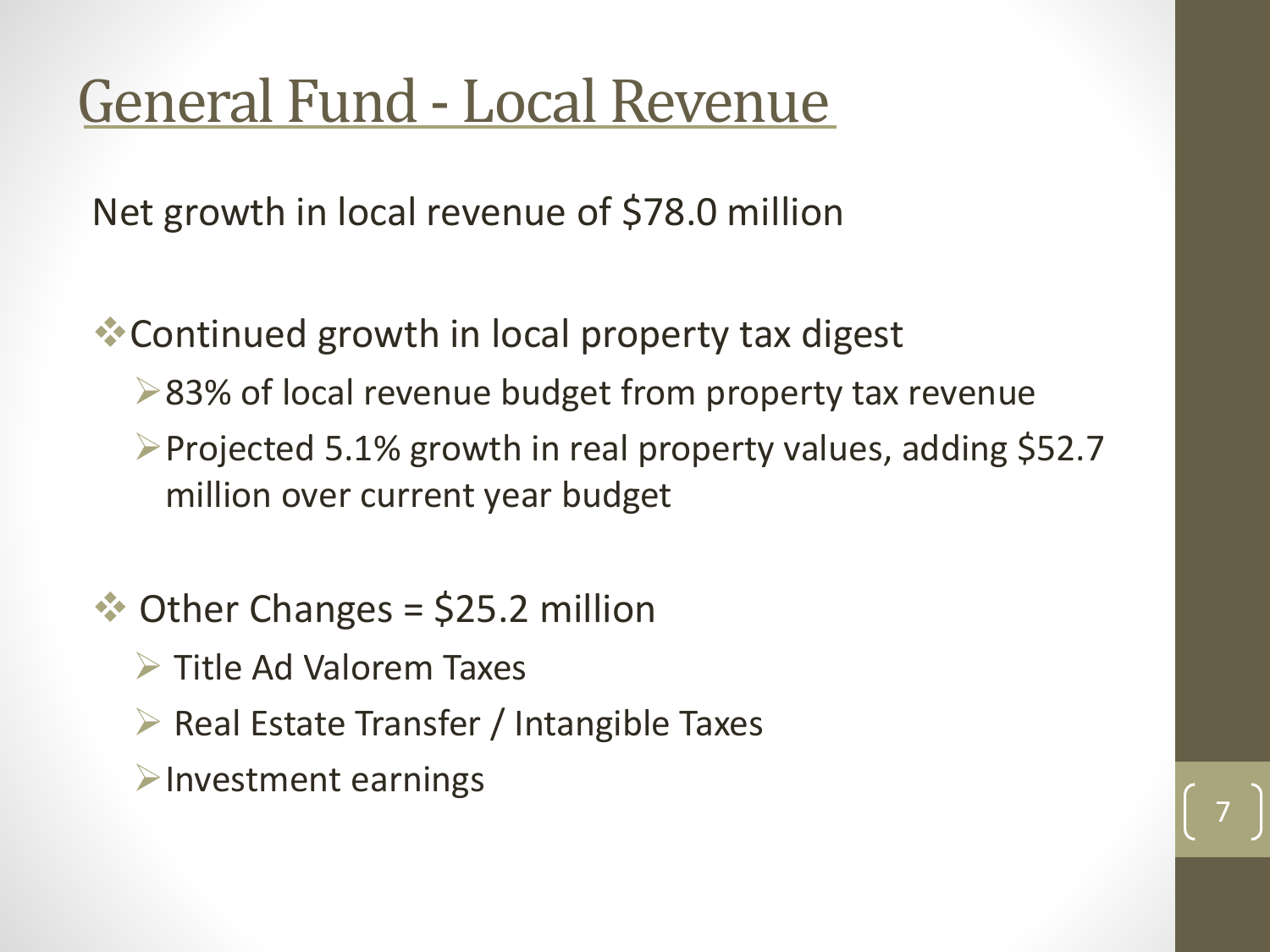# General Fund - Local Revenue

Net growth in local revenue of $78.0 million

- Continued growth in local property tax digest
  - 83% of local revenue budget from property tax revenue
  - Projected 5.1% growth in real property values, adding $52.7 million over current year budget

- Other Changes = $25.2 million
  - Title Ad Valorem Taxes
  - Real Estate Transfer / Intangible Taxes
  - Investment earnings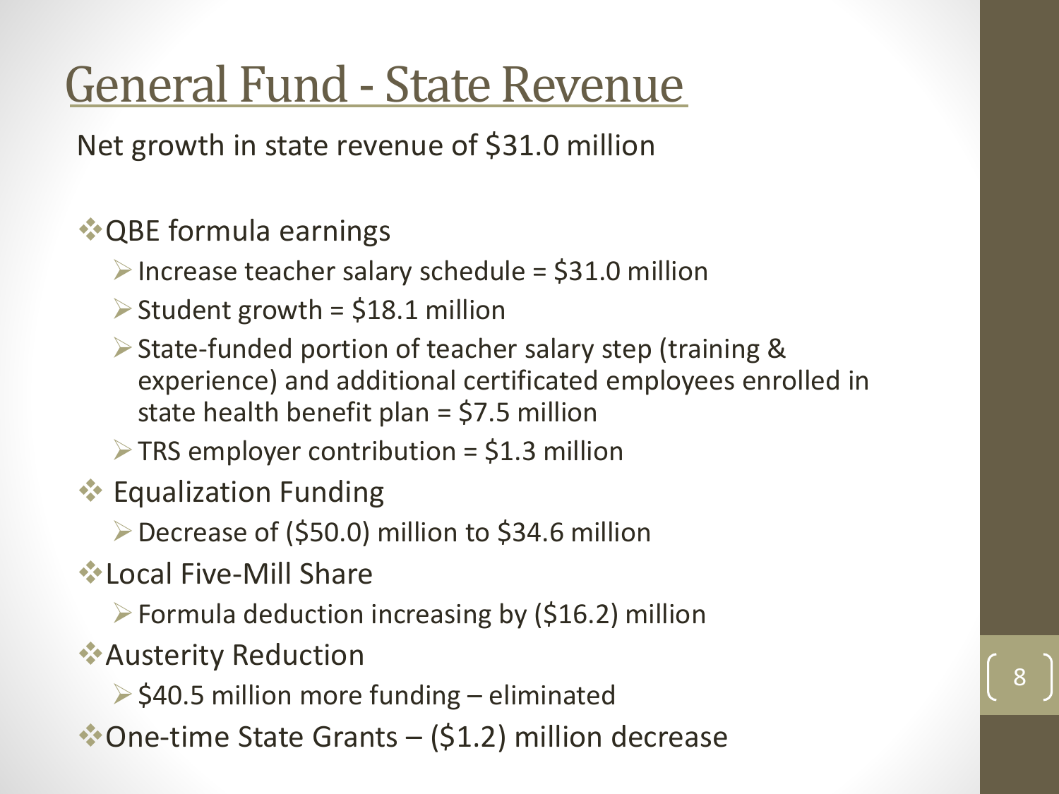# General Fund - State Revenue

Net growth in state revenue of $31.0 million

- QBE formula earnings
  - Increase teacher salary schedule = $31.0 million
  - Student growth = $18.1 million
  - State-funded portion of teacher salary step (training & experience) and additional certificated employees enrolled in state health benefit plan = $7.5 million
  - TRS employer contribution = $1.3 million
- Equalization Funding
  - Decrease of ($50.0) million to $34.6 million
- Local Five-Mill Share
  - Formula deduction increasing by ($16.2) million
- Austerity Reduction
  - $40.5 million more funding – eliminated
- One-time State Grants – ($1.2) million decrease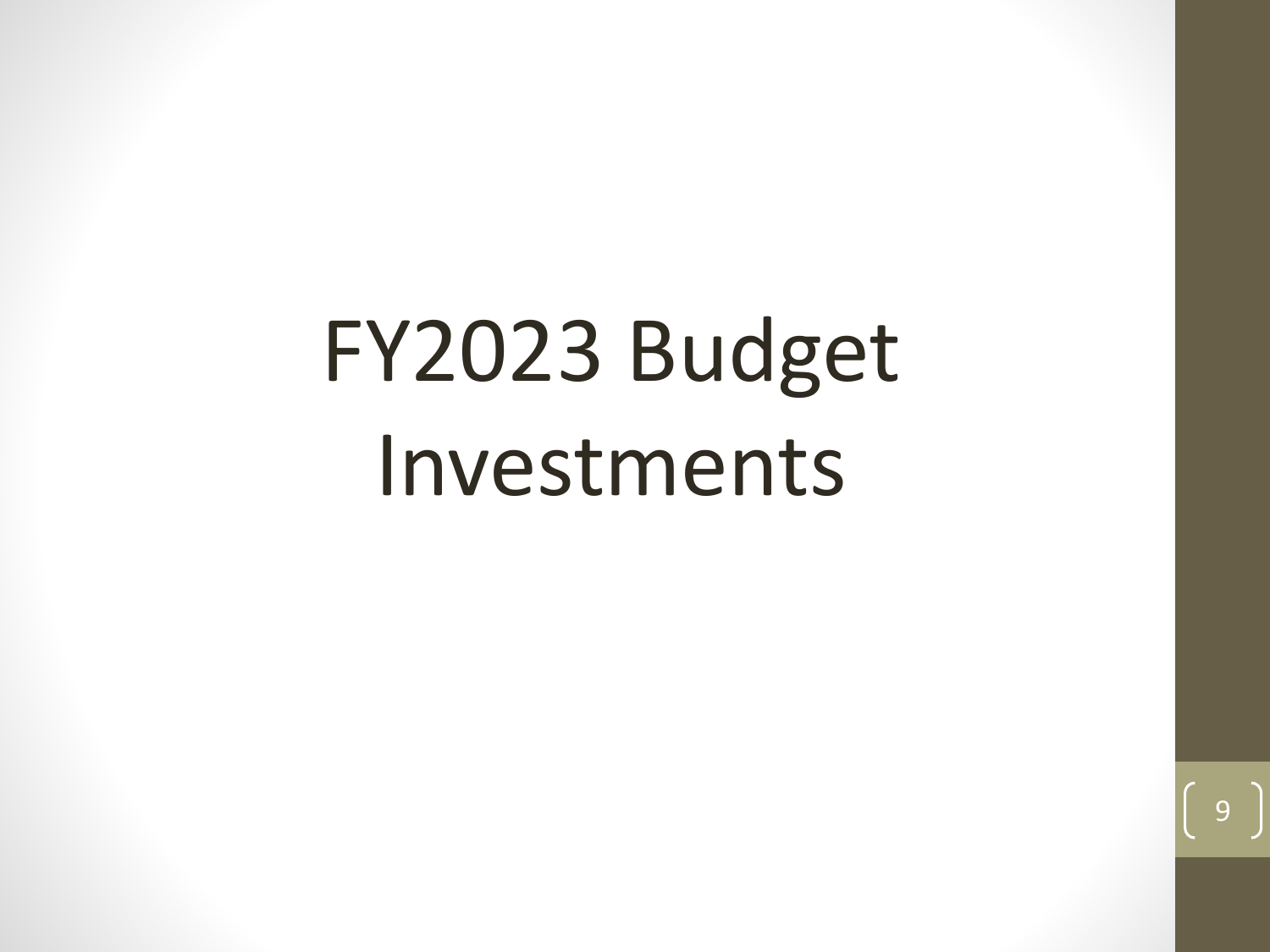# FY2023 Budget Investments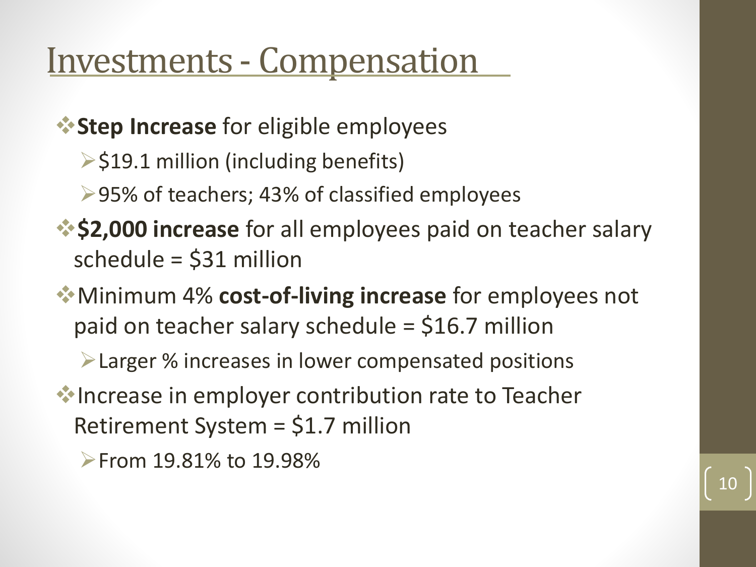# Investments - Compensation

- **Step Increase** for eligible employees
  - $19.1 million (including benefits)
  - 95% of teachers; 43% of classified employees
- **$2,000 increase** for all employees paid on teacher salary schedule = $31 million
- Minimum 4% **cost-of-living increase** for employees not paid on teacher salary schedule = $16.7 million
  - Larger % increases in lower compensated positions
- Increase in employer contribution rate to Teacher Retirement System = $1.7 million
  - From 19.81% to 19.98%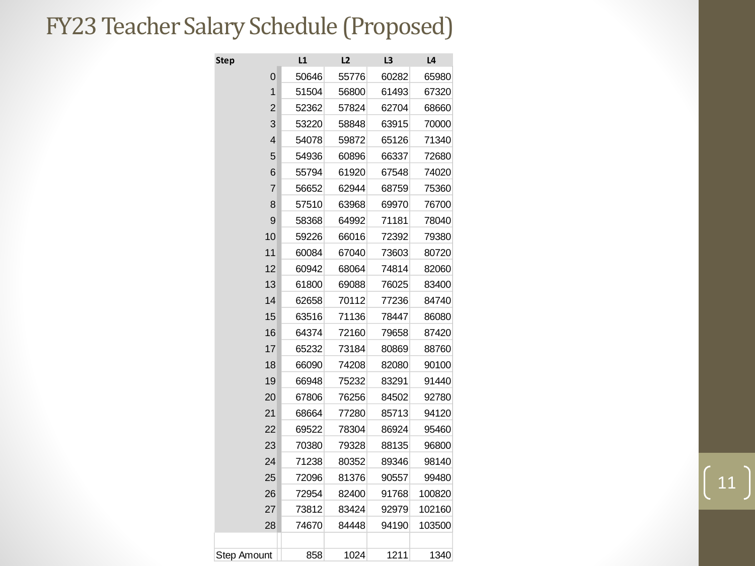# FY23 Teacher Salary Schedule (Proposed)

| Step | L1 | L2 | L3 | L4 |
|---|---|---|---|---|
| 0 | 50646 | 55776 | 60282 | 65980 |
| 1 | 51504 | 56800 | 61493 | 67320 |
| 2 | 52362 | 57824 | 62704 | 68660 |
| 3 | 53220 | 58848 | 63915 | 70000 |
| 4 | 54078 | 59872 | 65126 | 71340 |
| 5 | 54936 | 60896 | 66337 | 72680 |
| 6 | 55794 | 61920 | 67548 | 74020 |
| 7 | 56652 | 62944 | 68759 | 75360 |
| 8 | 57510 | 63968 | 69970 | 76700 |
| 9 | 58368 | 64992 | 71181 | 78040 |
| 10 | 59226 | 66016 | 72392 | 79380 |
| 11 | 60084 | 67040 | 73603 | 80720 |
| 12 | 60942 | 68064 | 74814 | 82060 |
| 13 | 61800 | 69088 | 76025 | 83400 |
| 14 | 62658 | 70112 | 77236 | 84740 |
| 15 | 63516 | 71136 | 78447 | 86080 |
| 16 | 64374 | 72160 | 79658 | 87420 |
| 17 | 65232 | 73184 | 80869 | 88760 |
| 18 | 66090 | 74208 | 82080 | 90100 |
| 19 | 66948 | 75232 | 83291 | 91440 |
| 20 | 67806 | 76256 | 84502 | 92780 |
| 21 | 68664 | 77280 | 85713 | 94120 |
| 22 | 69522 | 78304 | 86924 | 95460 |
| 23 | 70380 | 79328 | 88135 | 96800 |
| 24 | 71238 | 80352 | 89346 | 98140 |
| 25 | 72096 | 81376 | 90557 | 99480 |
| 26 | 72954 | 82400 | 91768 | 100820 |
| 27 | 73812 | 83424 | 92979 | 102160 |
| 28 | 74670 | 84448 | 94190 | 103500 |
| | | | | |
| Step Amount | 858 | 1024 | 1211 | 1340 |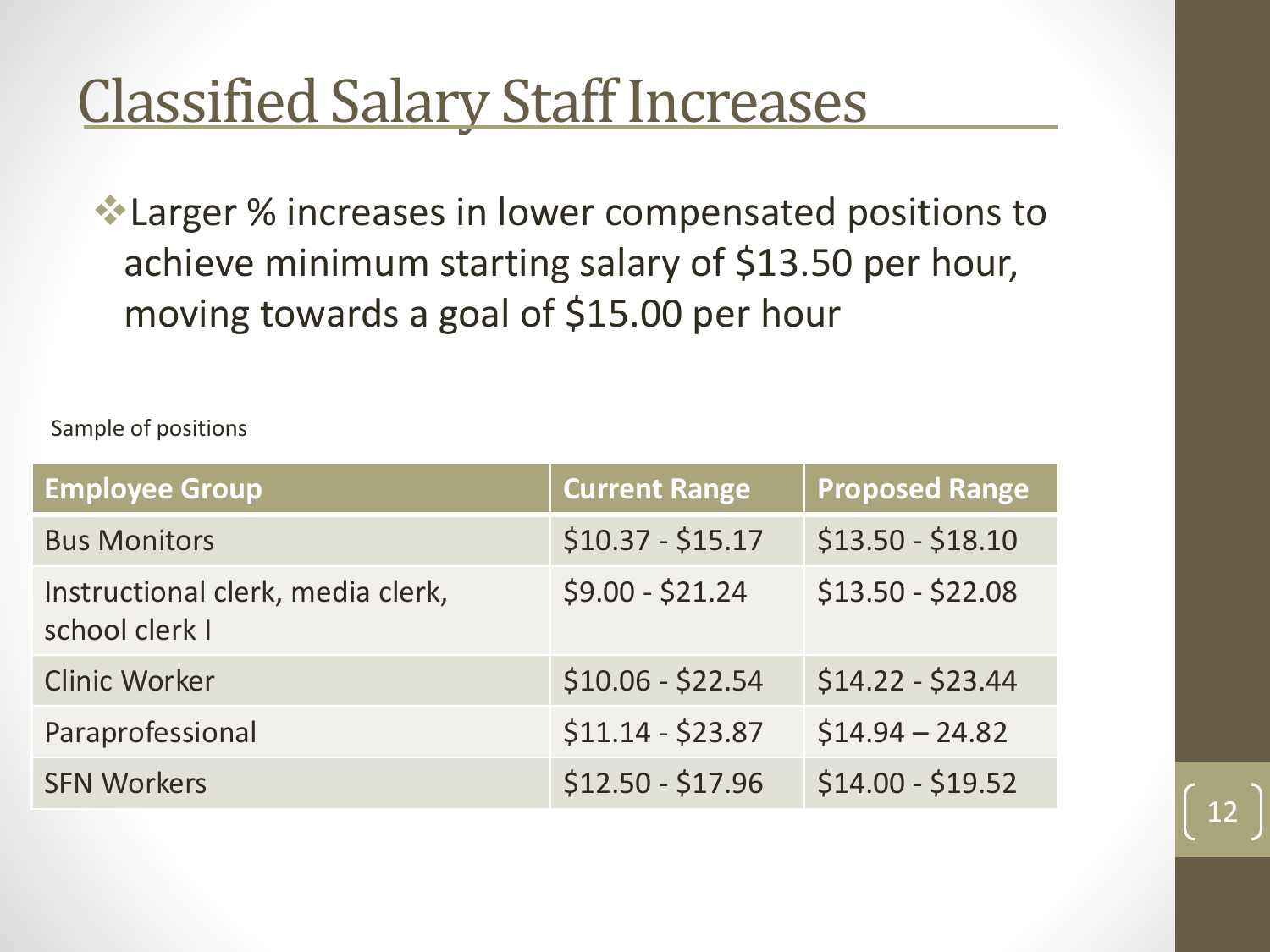# Classified Salary Staff Increases

- Larger % increases in lower compensated positions to achieve minimum starting salary of $13.50 per hour, moving towards a goal of $15.00 per hour

Sample of positions

| Employee Group | Current Range | Proposed Range |
|---|---|---|
| Bus Monitors | $10.37 - $15.17 | $13.50 - $18.10 |
| Instructional clerk, media clerk, school clerk I | $9.00 - $21.24 | $13.50 - $22.08 |
| Clinic Worker | $10.06 - $22.54 | $14.22 - $23.44 |
| Paraprofessional | $11.14 - $23.87 | $14.94 – 24.82 |
| SFN Workers | $12.50 - $17.96 | $14.00 - $19.52 |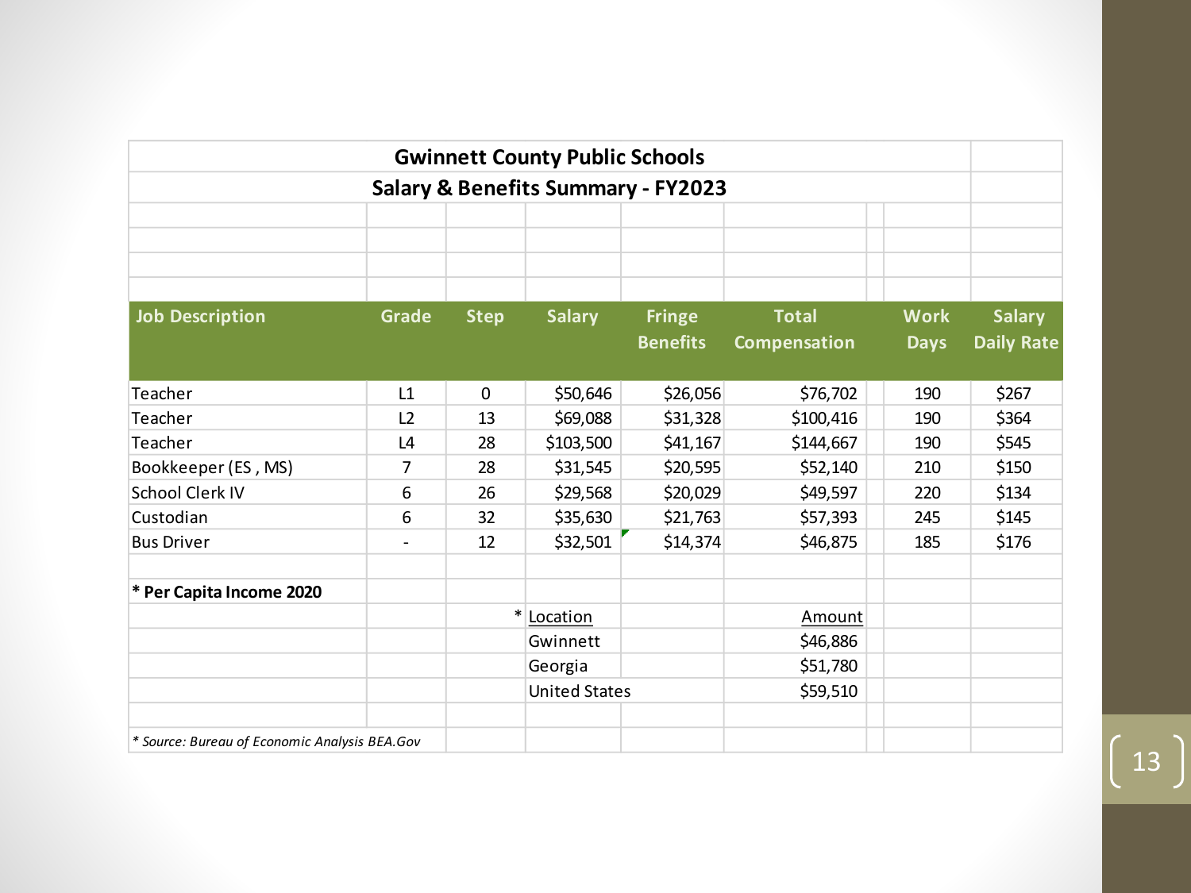# Gwinnett County Public Schools

## Salary & Benefits Summary - FY2023

| Job Description | Grade | Step | Salary | Fringe Benefits | Total Compensation | Work Days | Salary Daily Rate |
|---|---|---|---|---|---|---|---|
| Teacher | L1 | 0 | $50,646 | $26,056 | $76,702 | 190 | $267 |
| Teacher | L2 | 13 | $69,088 | $31,328 | $100,416 | 190 | $364 |
| Teacher | L4 | 28 | $103,500 | $41,167 | $144,667 | 190 | $545 |
| Bookkeeper (ES , MS) | 7 | 28 | $31,545 | $20,595 | $52,140 | 210 | $150 |
| School Clerk IV | 6 | 26 | $29,568 | $20,029 | $49,597 | 220 | $134 |
| Custodian | 6 | 32 | $35,630 | $21,763 | $57,393 | 245 | $145 |
| Bus Driver | - | 12 | $32,501 | $14,374 | $46,875 | 185 | $176 |

**\* Per Capita Income 2020**

| * Location | Amount |
|---|---|
| Gwinnett | $46,886 |
| Georgia | $51,780 |
| United States | $59,510 |

*\* Source: Bureau of Economic Analysis BEA.Gov*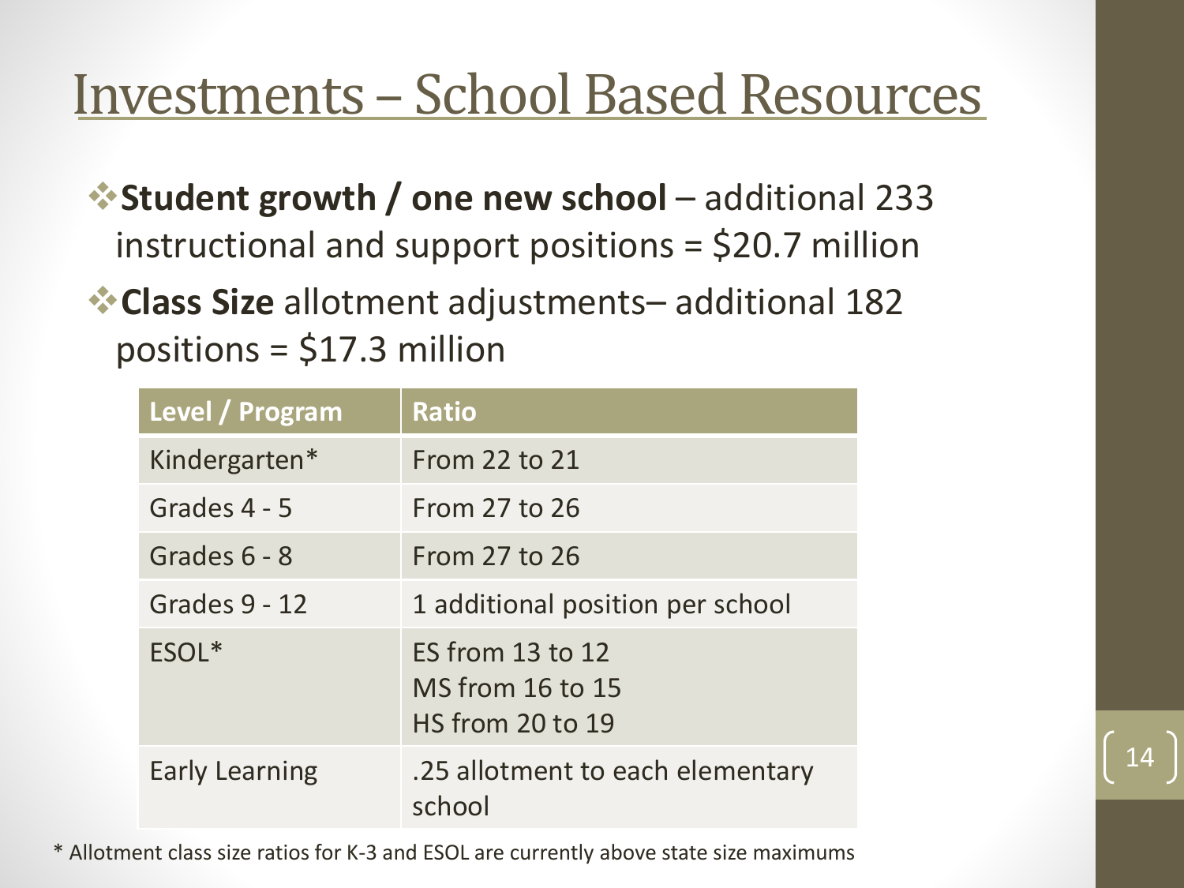# Investments – School Based Resources

- **Student growth / one new school** – additional 233 instructional and support positions = $20.7 million
- **Class Size** allotment adjustments– additional 182 positions = $17.3 million

| Level / Program | Ratio |
| --- | --- |
| Kindergarten* | From 22 to 21 |
| Grades 4 - 5 | From 27 to 26 |
| Grades 6 - 8 | From 27 to 26 |
| Grades 9 - 12 | 1 additional position per school |
| ESOL* | ES from 13 to 12<br>MS from 16 to 15<br>HS from 20 to 19 |
| Early Learning | .25 allotment to each elementary school |

* Allotment class size ratios for K-3 and ESOL are currently above state size maximums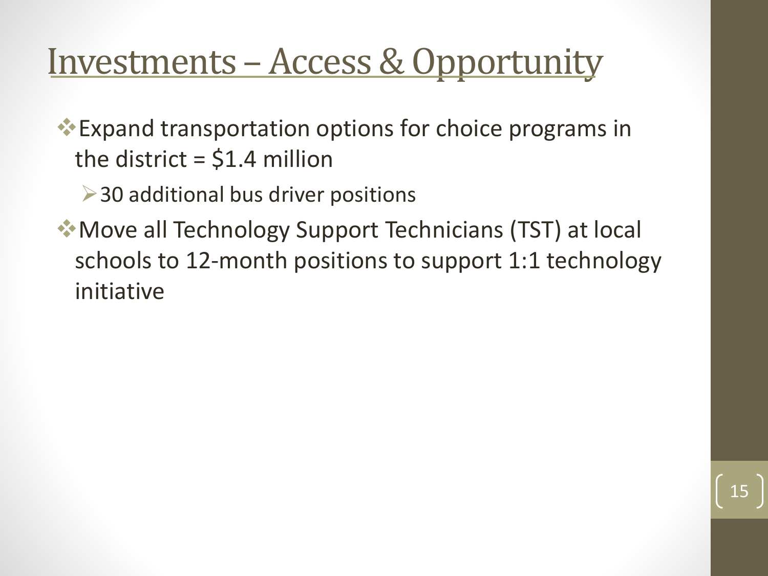# Investments – Access & Opportunity

- Expand transportation options for choice programs in the district = $1.4 million
  - 30 additional bus driver positions
- Move all Technology Support Technicians (TST) at local schools to 12-month positions to support 1:1 technology initiative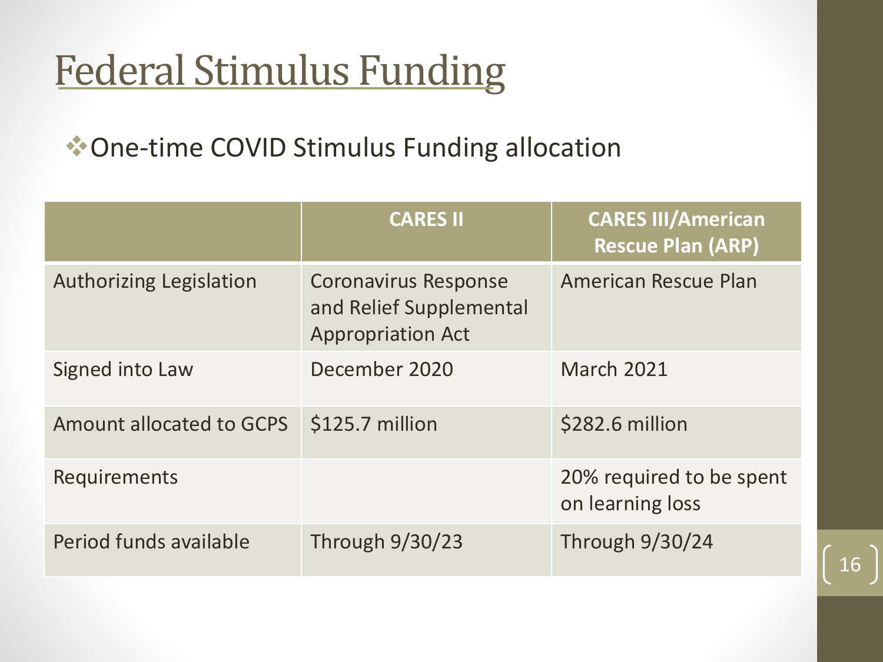# Federal Stimulus Funding

- One-time COVID Stimulus Funding allocation

| | CARES II | CARES III/American Rescue Plan (ARP) |
|---|---|---|
| Authorizing Legislation | Coronavirus Response and Relief Supplemental Appropriation Act | American Rescue Plan |
| Signed into Law | December 2020 | March 2021 |
| Amount allocated to GCPS | $125.7 million | $282.6 million |
| Requirements | | 20% required to be spent on learning loss |
| Period funds available | Through 9/30/23 | Through 9/30/24 |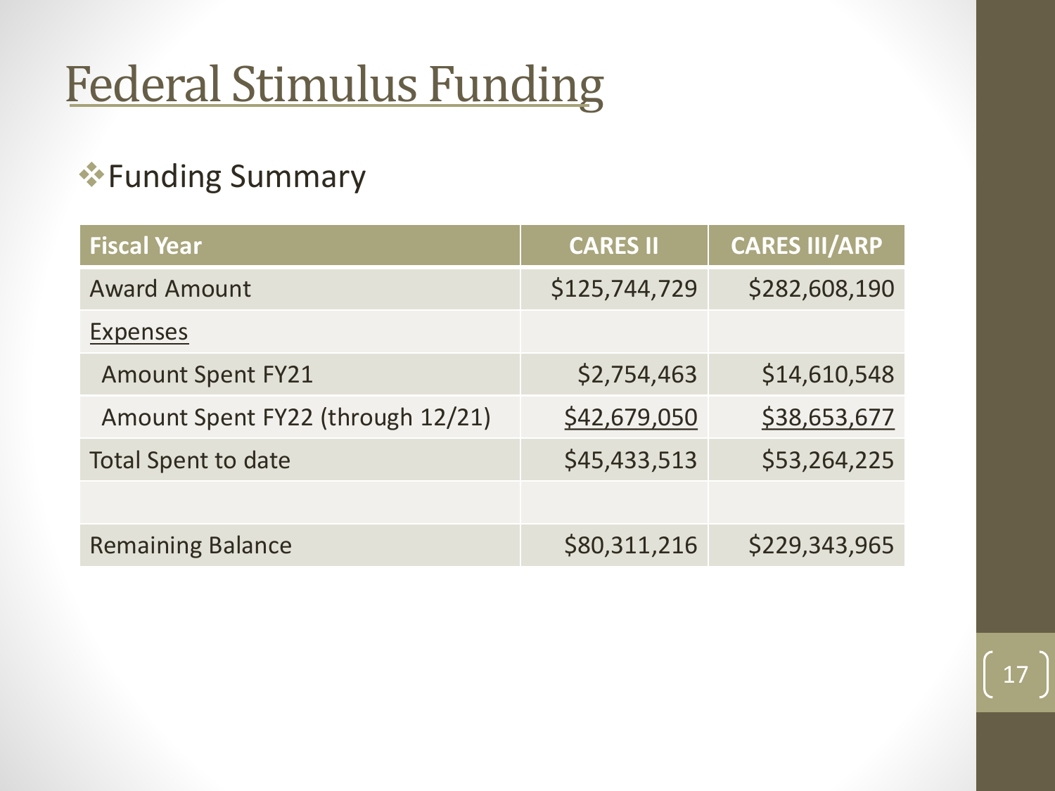# Federal Stimulus Funding

- Funding Summary

| Fiscal Year | CARES II | CARES III/ARP |
|---|---|---|
| Award Amount | $125,744,729 | $282,608,190 |
| Expenses | | |
| Amount Spent FY21 | $2,754,463 | $14,610,548 |
| Amount Spent FY22 (through 12/21) | $42,679,050 | $38,653,677 |
| Total Spent to date | $45,433,513 | $53,264,225 |
| | | |
| Remaining Balance | $80,311,216 | $229,343,965 |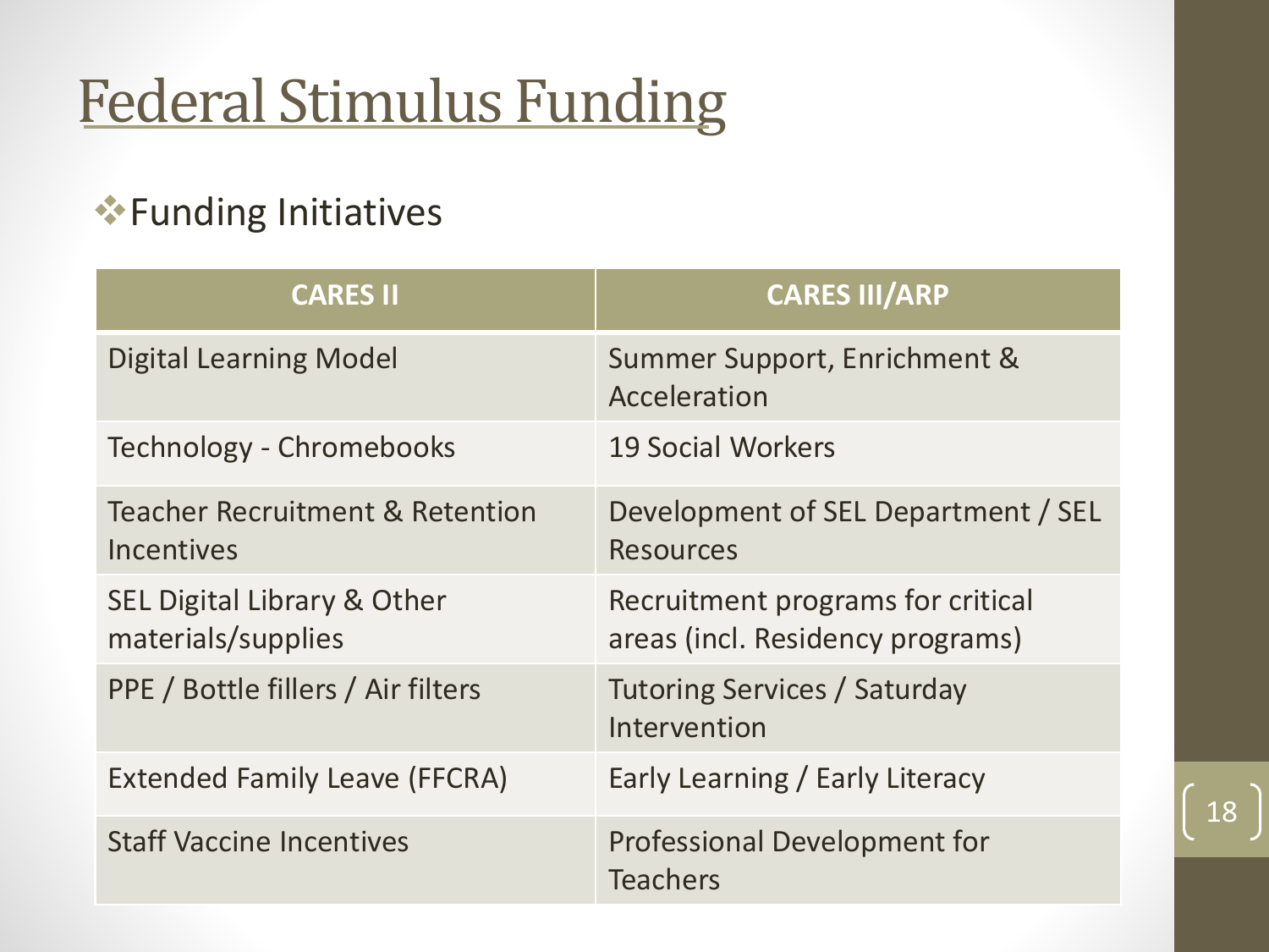# Federal Stimulus Funding

- Funding Initiatives

| CARES II | CARES III/ARP |
| --- | --- |
| Digital Learning Model | Summer Support, Enrichment & Acceleration |
| Technology - Chromebooks | 19 Social Workers |
| Teacher Recruitment & Retention Incentives | Development of SEL Department / SEL Resources |
| SEL Digital Library & Other materials/supplies | Recruitment programs for critical areas (incl. Residency programs) |
| PPE / Bottle fillers / Air filters | Tutoring Services / Saturday Intervention |
| Extended Family Leave (FFCRA) | Early Learning / Early Literacy |
| Staff Vaccine Incentives | Professional Development for Teachers |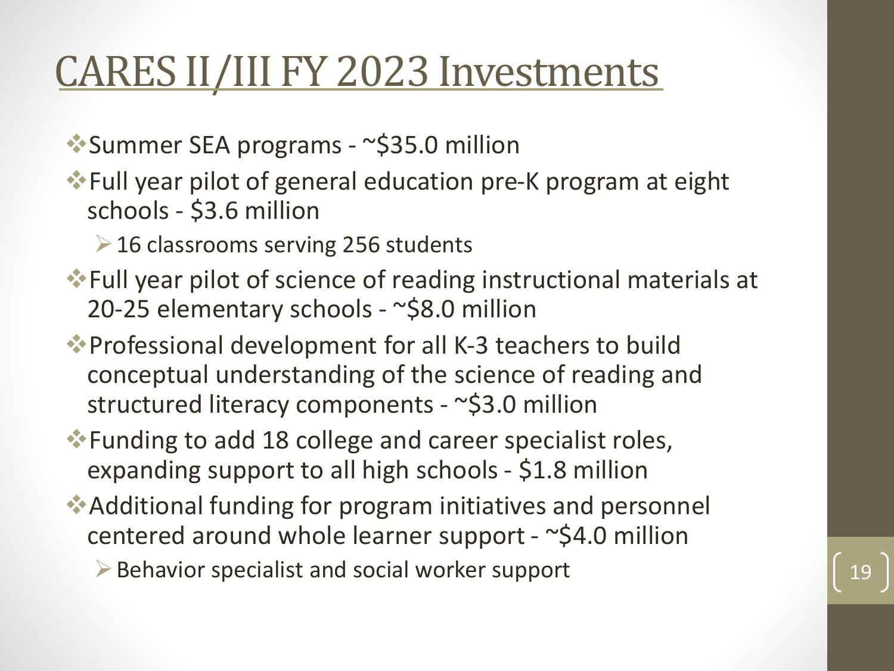# CARES II/III FY 2023 Investments

- Summer SEA programs - ~$35.0 million
- Full year pilot of general education pre-K program at eight schools - $3.6 million
  - 16 classrooms serving 256 students
- Full year pilot of science of reading instructional materials at 20-25 elementary schools - ~$8.0 million
- Professional development for all K-3 teachers to build conceptual understanding of the science of reading and structured literacy components - ~$3.0 million
- Funding to add 18 college and career specialist roles, expanding support to all high schools - $1.8 million
- Additional funding for program initiatives and personnel centered around whole learner support - ~$4.0 million
  - Behavior specialist and social worker support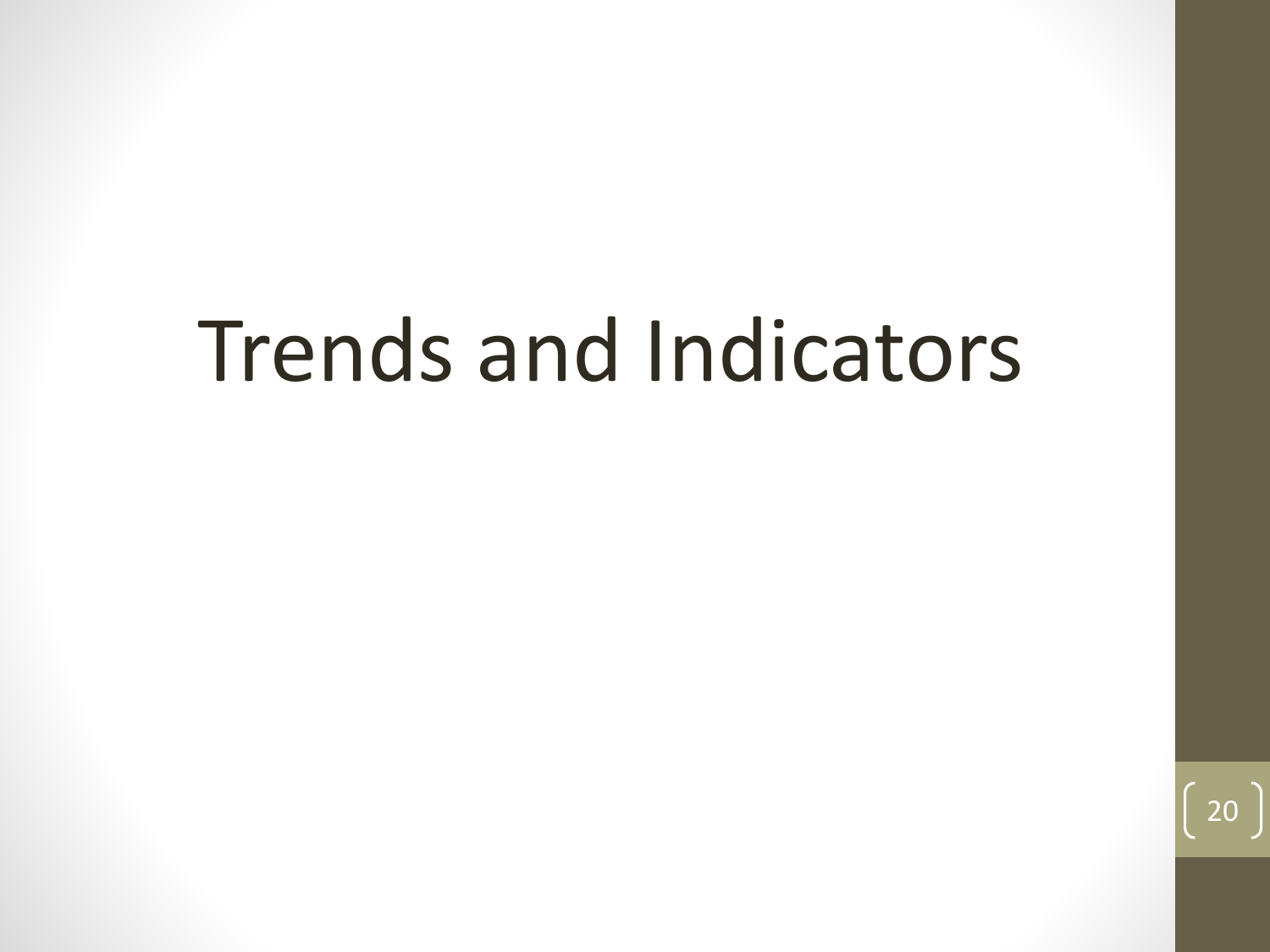# Trends and Indicators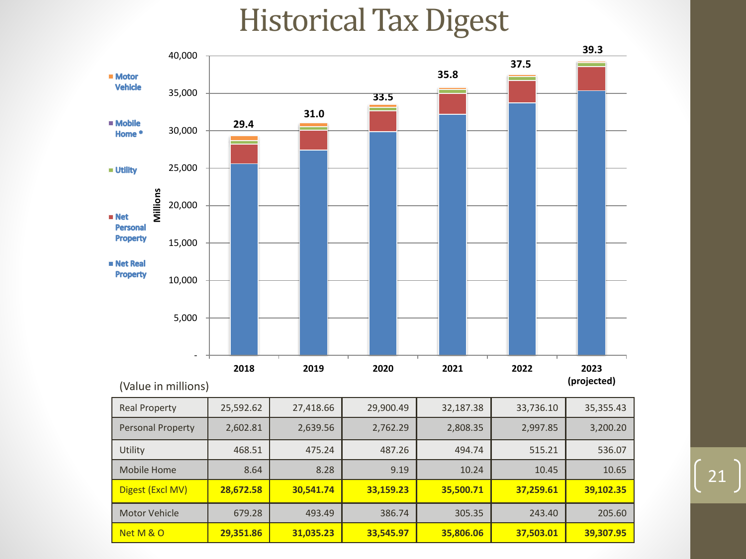# Historical Tax Digest

Millions

| | 2018 | 2019 | 2020 | 2021 | 2022 | 2023 (projected) |
|---|---|---|---|---|---|---|
| Total | 29.4 | 31.0 | 33.5 | 35.8 | 37.5 | 39.3 |

Legend: Motor Vehicle; Mobile Home *; Utility; Net Personal Property; Net Real Property

(Value in millions)

| | 2018 | 2019 | 2020 | 2021 | 2022 | 2023 (projected) |
|---|---|---|---|---|---|---|
| Real Property | 25,592.62 | 27,418.66 | 29,900.49 | 32,187.38 | 33,736.10 | 35,355.43 |
| Personal Property | 2,602.81 | 2,639.56 | 2,762.29 | 2,808.35 | 2,997.85 | 3,200.20 |
| Utility | 468.51 | 475.24 | 487.26 | 494.74 | 515.21 | 536.07 |
| Mobile Home | 8.64 | 8.28 | 9.19 | 10.24 | 10.45 | 10.65 |
| **Digest (Excl MV)** | **28,672.58** | **30,541.74** | **33,159.23** | **35,500.71** | **37,259.61** | **39,102.35** |
| Motor Vehicle | 679.28 | 493.49 | 386.74 | 305.35 | 243.40 | 205.60 |
| **Net M & O** | **29,351.86** | **31,035.23** | **33,545.97** | **35,806.06** | **37,503.01** | **39,307.95** |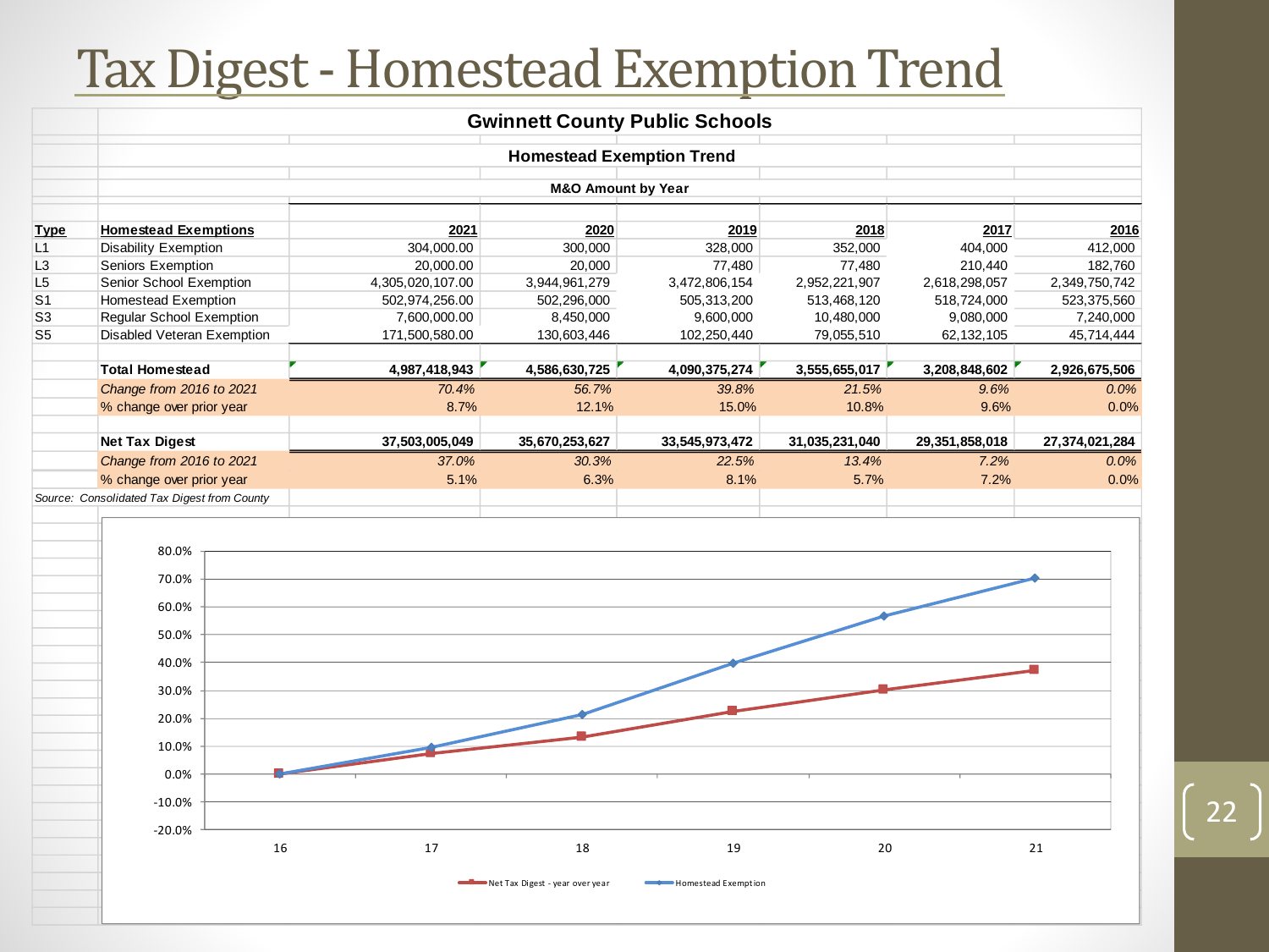# Tax Digest - Homestead Exemption Trend

**Gwinnett County Public Schools**

**Homestead Exemption Trend**

**M&O Amount by Year**

| Type | Homestead Exemptions | 2021 | 2020 | 2019 | 2018 | 2017 | 2016 |
|---|---|---|---|---|---|---|---|
| L1 | Disability Exemption | 304,000.00 | 300,000 | 328,000 | 352,000 | 404,000 | 412,000 |
| L3 | Seniors Exemption | 20,000.00 | 20,000 | 77,480 | 77,480 | 210,440 | 182,760 |
| L5 | Senior School Exemption | 4,305,020,107.00 | 3,944,961,279 | 3,472,806,154 | 2,952,221,907 | 2,618,298,057 | 2,349,750,742 |
| S1 | Homestead Exemption | 502,974,256.00 | 502,296,000 | 505,313,200 | 513,468,120 | 518,724,000 | 523,375,560 |
| S3 | Regular School Exemption | 7,600,000.00 | 8,450,000 | 9,600,000 | 10,480,000 | 9,080,000 | 7,240,000 |
| S5 | Disabled Veteran Exemption | 171,500,580.00 | 130,603,446 | 102,250,440 | 79,055,510 | 62,132,105 | 45,714,444 |
| | **Total Homestead** | **4,987,418,943** | **4,586,630,725** | **4,090,375,274** | **3,555,655,017** | **3,208,848,602** | **2,926,675,506** |
| | *Change from 2016 to 2021* | *70.4%* | *56.7%* | *39.8%* | *21.5%* | *9.6%* | *0.0%* |
| | % change over prior year | 8.7% | 12.1% | 15.0% | 10.8% | 9.6% | 0.0% |
| | **Net Tax Digest** | **37,503,005,049** | **35,670,253,627** | **33,545,973,472** | **31,035,231,040** | **29,351,858,018** | **27,374,021,284** |
| | *Change from 2016 to 2021* | *37.0%* | *30.3%* | *22.5%* | *13.4%* | *7.2%* | *0.0%* |
| | % change over prior year | 5.1% | 6.3% | 8.1% | 5.7% | 7.2% | 0.0% |

*Source: Consolidated Tax Digest from County*

| Year | Net Tax Digest - year over year | Homestead Exemption |
|---|---|---|
| 16 | 0.0% | 0.0% |
| 17 | 7.2% | 9.6% |
| 18 | 13.4% | 21.5% |
| 19 | 22.5% | 39.8% |
| 20 | 30.3% | 56.7% |
| 21 | 37.0% | 70.4% |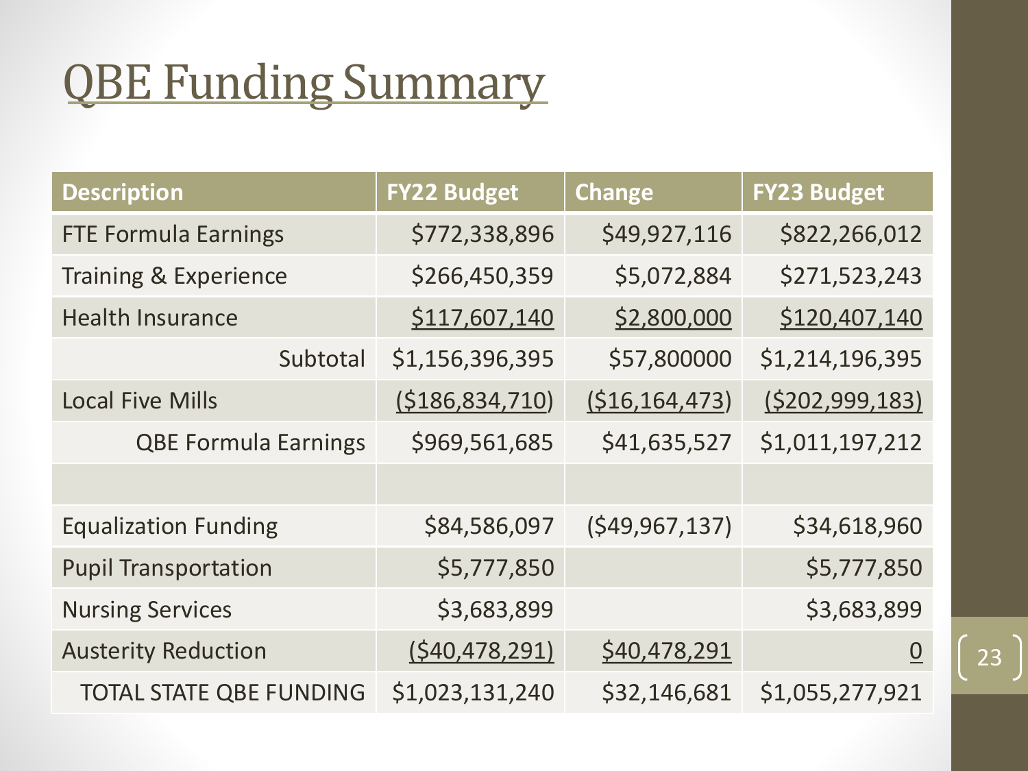# QBE Funding Summary

| Description | FY22 Budget | Change | FY23 Budget |
|---|---|---|---|
| FTE Formula Earnings | $772,338,896 | $49,927,116 | $822,266,012 |
| Training & Experience | $266,450,359 | $5,072,884 | $271,523,243 |
| Health Insurance | $117,607,140 | $2,800,000 | $120,407,140 |
| Subtotal | $1,156,396,395 | $57,800000 | $1,214,196,395 |
| Local Five Mills | ($186,834,710) | ($16,164,473) | ($202,999,183) |
| QBE Formula Earnings | $969,561,685 | $41,635,527 | $1,011,197,212 |
| | | | |
| Equalization Funding | $84,586,097 | ($49,967,137) | $34,618,960 |
| Pupil Transportation | $5,777,850 | | $5,777,850 |
| Nursing Services | $3,683,899 | | $3,683,899 |
| Austerity Reduction | ($40,478,291) | $40,478,291 | 0 |
| TOTAL STATE QBE FUNDING | $1,023,131,240 | $32,146,681 | $1,055,277,921 |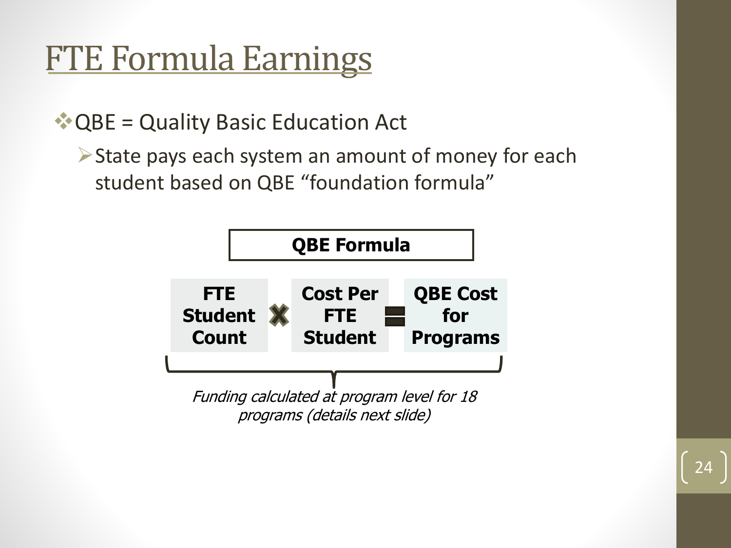# FTE Formula Earnings

- QBE = Quality Basic Education Act
  - State pays each system an amount of money for each student based on QBE "foundation formula"

**QBE Formula**

**FTE Student Count** × **Cost Per FTE Student** = **QBE Cost for Programs**

*Funding calculated at program level for 18 programs (details next slide)*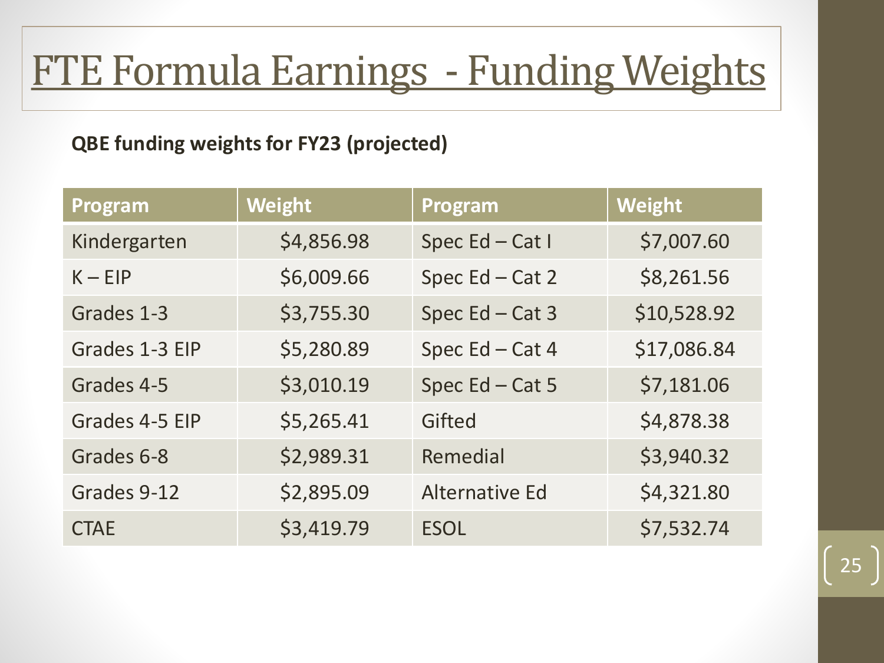# FTE Formula Earnings - Funding Weights

**QBE funding weights for FY23 (projected)**

| Program | Weight | Program | Weight |
|---|---|---|---|
| Kindergarten | $4,856.98 | Spec Ed – Cat I | $7,007.60 |
| K – EIP | $6,009.66 | Spec Ed – Cat 2 | $8,261.56 |
| Grades 1-3 | $3,755.30 | Spec Ed – Cat 3 | $10,528.92 |
| Grades 1-3 EIP | $5,280.89 | Spec Ed – Cat 4 | $17,086.84 |
| Grades 4-5 | $3,010.19 | Spec Ed – Cat 5 | $7,181.06 |
| Grades 4-5 EIP | $5,265.41 | Gifted | $4,878.38 |
| Grades 6-8 | $2,989.31 | Remedial | $3,940.32 |
| Grades 9-12 | $2,895.09 | Alternative Ed | $4,321.80 |
| CTAE | $3,419.79 | ESOL | $7,532.74 |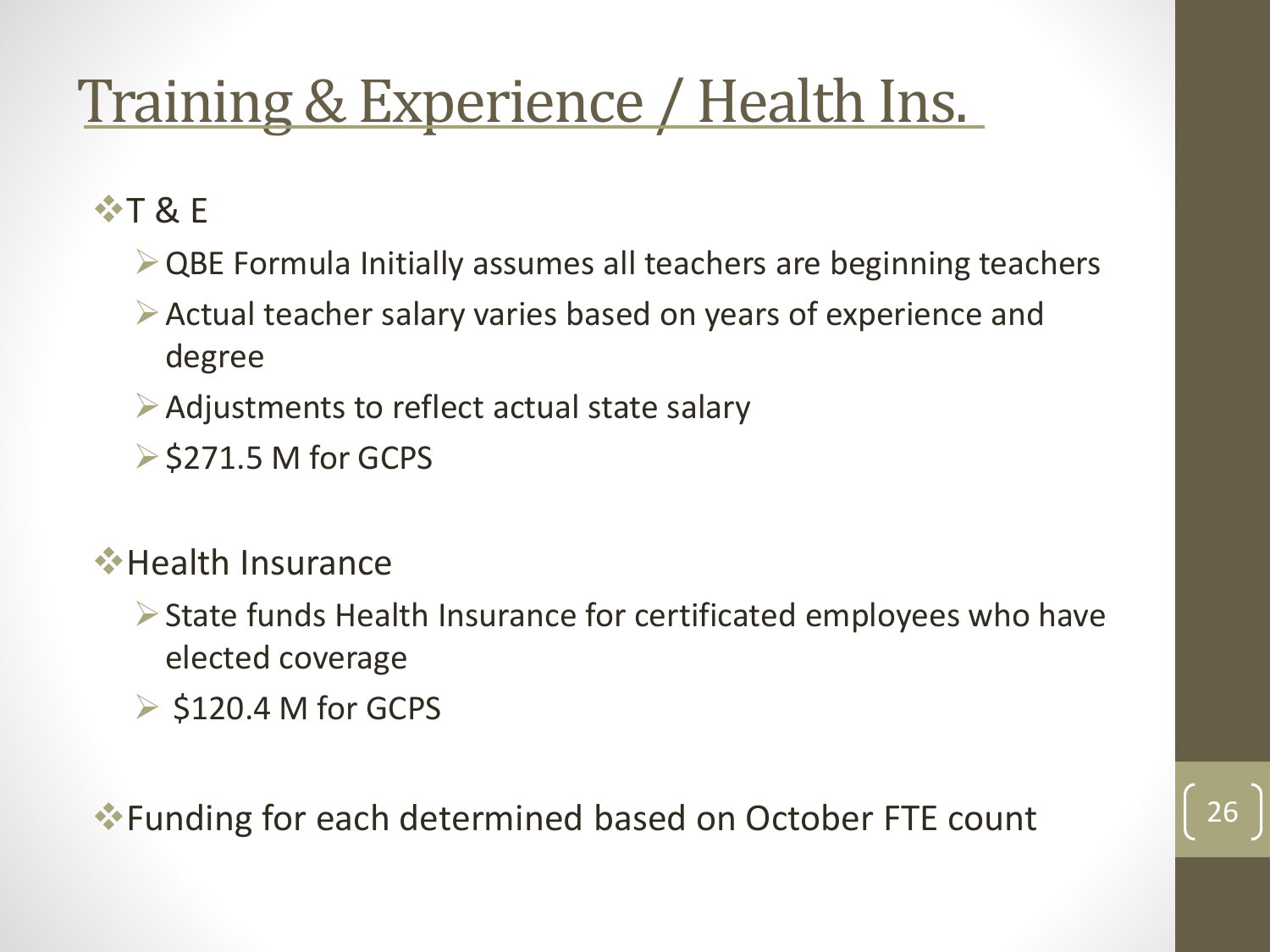# Training & Experience / Health Ins.

- T & E
  - QBE Formula Initially assumes all teachers are beginning teachers
  - Actual teacher salary varies based on years of experience and degree
  - Adjustments to reflect actual state salary
  - $271.5 M for GCPS

- Health Insurance
  - State funds Health Insurance for certificated employees who have elected coverage
  - $120.4 M for GCPS

- Funding for each determined based on October FTE count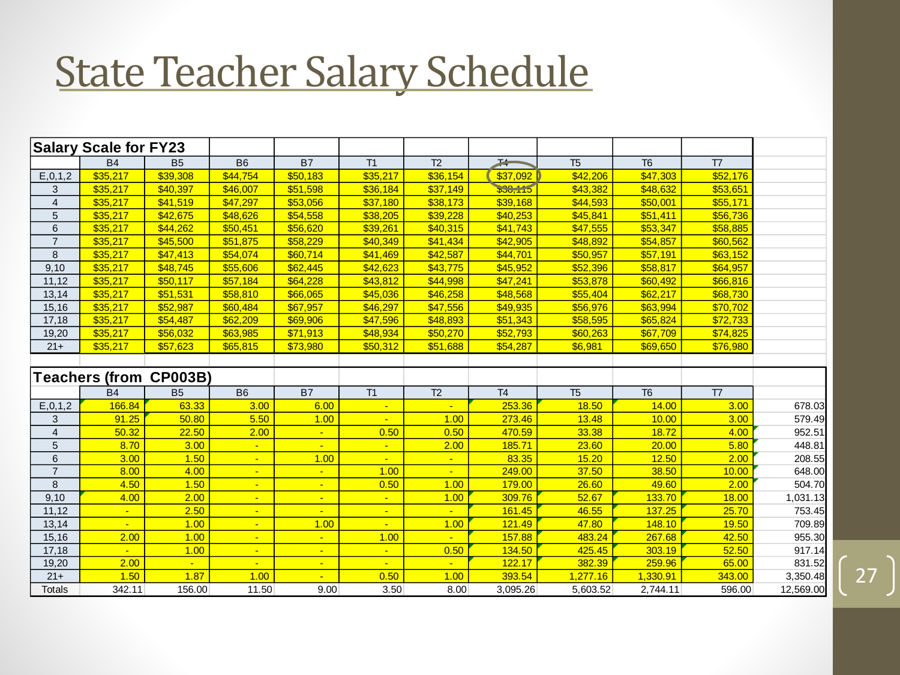# State Teacher Salary Schedule

| Salary Scale for FY23 | | | | | | | | | | |
|---|---|---|---|---|---|---|---|---|---|---|
| | B4 | B5 | B6 | B7 | T1 | T2 | T4 | T5 | T6 | T7 |
| E,0,1,2 | $35,217 | $39,308 | $44,754 | $50,183 | $35,217 | $36,154 | $37,092 | $42,206 | $47,303 | $52,176 |
| 3 | $35,217 | $40,397 | $46,007 | $51,598 | $36,184 | $37,149 | $38,113 | $43,382 | $48,632 | $53,651 |
| 4 | $35,217 | $41,519 | $47,297 | $53,056 | $37,180 | $38,173 | $39,168 | $44,593 | $50,001 | $55,171 |
| 5 | $35,217 | $42,675 | $48,626 | $54,558 | $38,205 | $39,228 | $40,253 | $45,841 | $51,411 | $56,736 |
| 6 | $35,217 | $44,262 | $50,451 | $56,620 | $39,261 | $40,315 | $41,743 | $47,555 | $53,347 | $58,885 |
| 7 | $35,217 | $45,500 | $51,875 | $58,229 | $40,349 | $41,434 | $42,905 | $48,892 | $54,857 | $60,562 |
| 8 | $35,217 | $47,413 | $54,074 | $60,714 | $41,469 | $42,587 | $44,701 | $50,957 | $57,191 | $63,152 |
| 9,10 | $35,217 | $48,745 | $55,606 | $62,445 | $42,623 | $43,775 | $45,952 | $52,396 | $58,817 | $64,957 |
| 11,12 | $35,217 | $50,117 | $57,184 | $64,228 | $43,812 | $44,998 | $47,241 | $53,878 | $60,492 | $66,816 |
| 13,14 | $35,217 | $51,531 | $58,810 | $66,065 | $45,036 | $46,258 | $48,568 | $55,404 | $62,217 | $68,730 |
| 15,16 | $35,217 | $52,987 | $60,484 | $67,957 | $46,297 | $47,556 | $49,935 | $56,976 | $63,994 | $70,702 |
| 17,18 | $35,217 | $54,487 | $62,209 | $69,906 | $47,596 | $48,893 | $51,343 | $58,595 | $65,824 | $72,733 |
| 19,20 | $35,217 | $56,032 | $63,985 | $71,913 | $48,934 | $50,270 | $52,793 | $60,263 | $67,709 | $74,825 |
| 21+ | $35,217 | $57,623 | $65,815 | $73,980 | $50,312 | $51,688 | $54,287 | $6,981 | $69,650 | $76,980 |

| Teachers (from CP003B) | | | | | | | | | | | |
|---|---|---|---|---|---|---|---|---|---|---|---|
| | B4 | B5 | B6 | B7 | T1 | T2 | T4 | T5 | T6 | T7 | |
| E,0,1,2 | 166.84 | 63.33 | 3.00 | 6.00 | - | - | 253.36 | 18.50 | 14.00 | 3.00 | 678.03 |
| 3 | 91.25 | 50.80 | 5.50 | 1.00 | - | 1.00 | 273.46 | 13.48 | 10.00 | 3.00 | 579.49 |
| 4 | 50.32 | 22.50 | 2.00 | - | 0.50 | 0.50 | 470.59 | 33.38 | 18.72 | 4.00 | 952.51 |
| 5 | 8.70 | 3.00 | - | - | - | 2.00 | 185.71 | 23.60 | 20.00 | 5.80 | 448.81 |
| 6 | 3.00 | 1.50 | - | 1.00 | - | - | 83.35 | 15.20 | 12.50 | 2.00 | 208.55 |
| 7 | 8.00 | 4.00 | - | - | 1.00 | - | 249.00 | 37.50 | 38.50 | 10.00 | 648.00 |
| 8 | 4.50 | 1.50 | - | - | 0.50 | 1.00 | 179.00 | 26.60 | 49.60 | 2.00 | 504.70 |
| 9,10 | 4.00 | 2.00 | - | - | - | 1.00 | 309.76 | 52.67 | 133.70 | 18.00 | 1,031.13 |
| 11,12 | - | 2.50 | - | - | - | - | 161.45 | 46.55 | 137.25 | 25.70 | 753.45 |
| 13,14 | - | 1.00 | - | 1.00 | - | 1.00 | 121.49 | 47.80 | 148.10 | 19.50 | 709.89 |
| 15,16 | 2.00 | 1.00 | - | - | 1.00 | - | 157.88 | 483.24 | 267.68 | 42.50 | 955.30 |
| 17,18 | - | 1.00 | - | - | - | 0.50 | 134.50 | 425.45 | 303.19 | 52.50 | 917.14 |
| 19,20 | 2.00 | - | - | - | - | - | 122.17 | 382.39 | 259.96 | 65.00 | 831.52 |
| 21+ | 1.50 | 1.87 | 1.00 | - | 0.50 | 1.00 | 393.54 | 1,277.16 | 1,330.91 | 343.00 | 3,350.48 |
| Totals | 342.11 | 156.00 | 11.50 | 9.00 | 3.50 | 8.00 | 3,095.26 | 5,603.52 | 2,744.11 | 596.00 | 12,569.00 |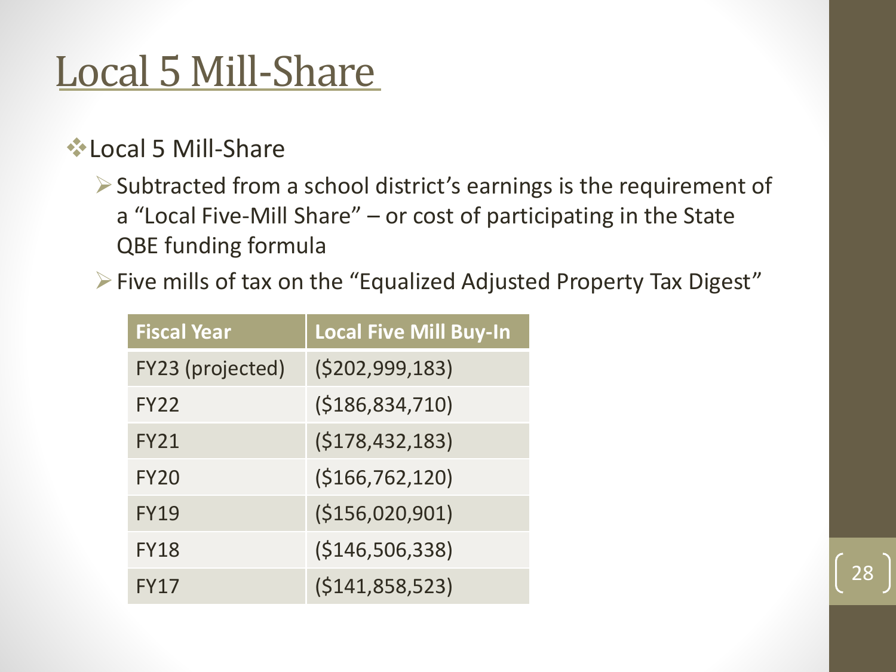# Local 5 Mill-Share

- Local 5 Mill-Share
  - Subtracted from a school district's earnings is the requirement of a "Local Five-Mill Share" – or cost of participating in the State QBE funding formula
  - Five mills of tax on the "Equalized Adjusted Property Tax Digest"

| Fiscal Year | Local Five Mill Buy-In |
| --- | --- |
| FY23 (projected) | ($202,999,183) |
| FY22 | ($186,834,710) |
| FY21 | ($178,432,183) |
| FY20 | ($166,762,120) |
| FY19 | ($156,020,901) |
| FY18 | ($146,506,338) |
| FY17 | ($141,858,523) |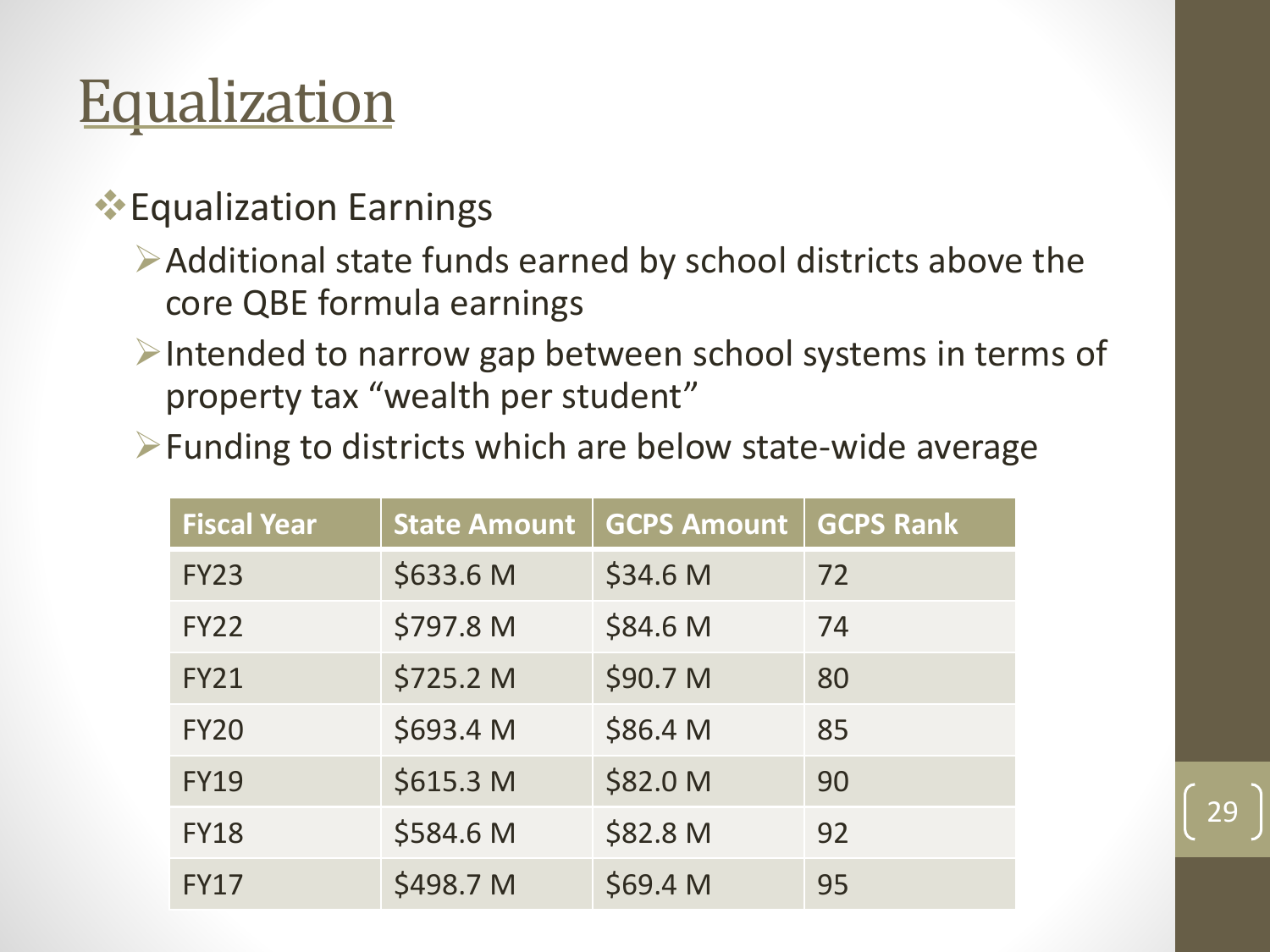# Equalization

- Equalization Earnings
  - Additional state funds earned by school districts above the core QBE formula earnings
  - Intended to narrow gap between school systems in terms of property tax "wealth per student"
  - Funding to districts which are below state-wide average

| Fiscal Year | State Amount | GCPS Amount | GCPS Rank |
|---|---|---|---|
| FY23 | $633.6 M | $34.6 M | 72 |
| FY22 | $797.8 M | $84.6 M | 74 |
| FY21 | $725.2 M | $90.7 M | 80 |
| FY20 | $693.4 M | $86.4 M | 85 |
| FY19 | $615.3 M | $82.0 M | 90 |
| FY18 | $584.6 M | $82.8 M | 92 |
| FY17 | $498.7 M | $69.4 M | 95 |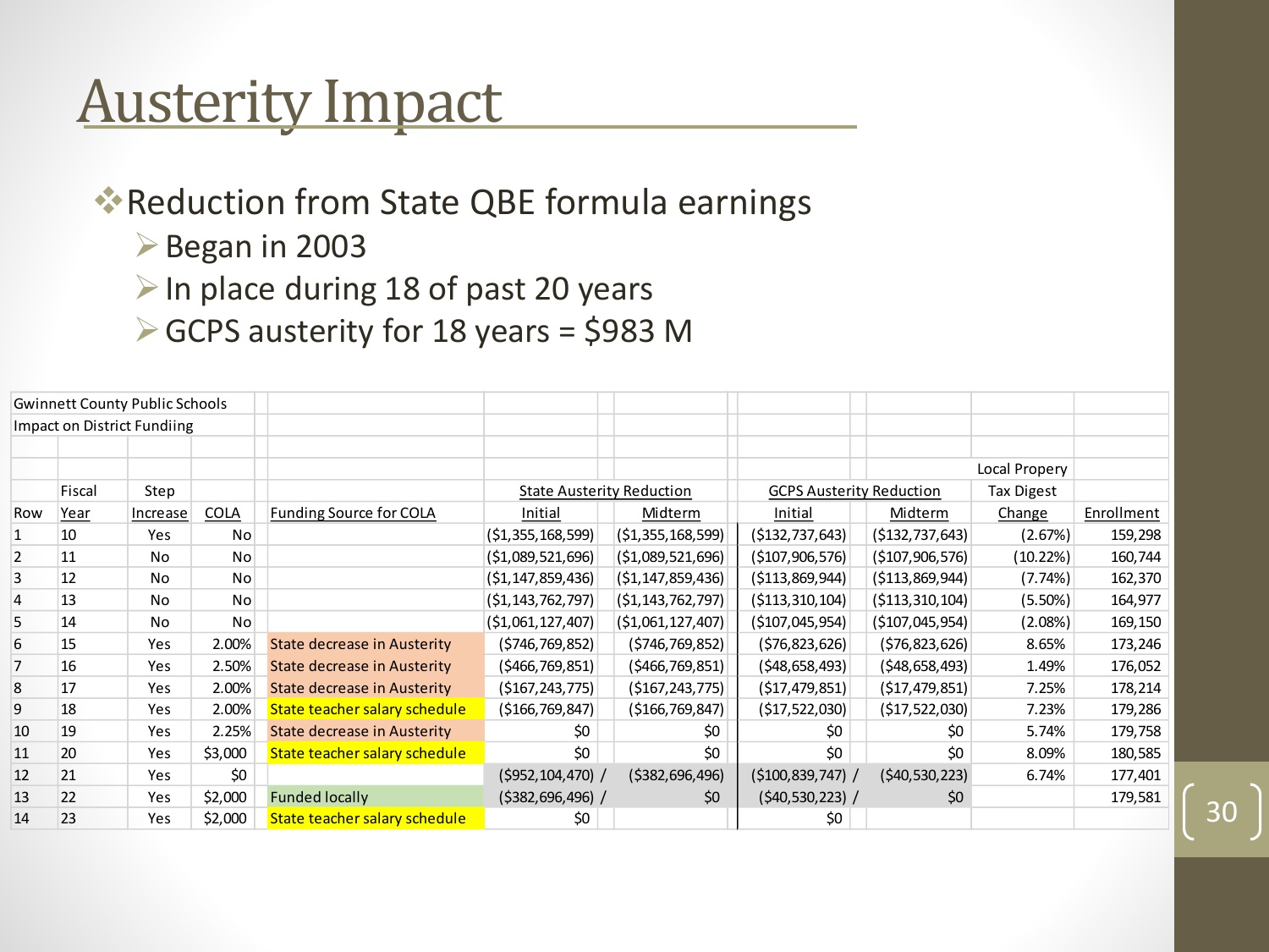# Austerity Impact

- Reduction from State QBE formula earnings
  - Began in 2003
  - In place during 18 of past 20 years
  - GCPS austerity for 18 years = $983 M

| Gwinnett County Public Schools | | | | | | | | | | |
|---|---|---|---|---|---|---|---|---|---|---|
| Impact on District Fundiing | | | | | | | | | | |
| | | | | | | | | | Local Propery | |
| | Fiscal | Step | | | State Austerity Reduction | | GCPS Austerity Reduction | | Tax Digest | |
| Row | Year | Increase | COLA | Funding Source for COLA | Initial | Midterm | Initial | Midterm | Change | Enrollment |
| 1 | 10 | Yes | No | | ($1,355,168,599) | ($1,355,168,599) | ($132,737,643) | ($132,737,643) | (2.67%) | 159,298 |
| 2 | 11 | No | No | | ($1,089,521,696) | ($1,089,521,696) | ($107,906,576) | ($107,906,576) | (10.22%) | 160,744 |
| 3 | 12 | No | No | | ($1,147,859,436) | ($1,147,859,436) | ($113,869,944) | ($113,869,944) | (7.74%) | 162,370 |
| 4 | 13 | No | No | | ($1,143,762,797) | ($1,143,762,797) | ($113,310,104) | ($113,310,104) | (5.50%) | 164,977 |
| 5 | 14 | No | No | | ($1,061,127,407) | ($1,061,127,407) | ($107,045,954) | ($107,045,954) | (2.08%) | 169,150 |
| 6 | 15 | Yes | 2.00% | State decrease in Austerity | ($746,769,852) | ($746,769,852) | ($76,823,626) | ($76,823,626) | 8.65% | 173,246 |
| 7 | 16 | Yes | 2.50% | State decrease in Austerity | ($466,769,851) | ($466,769,851) | ($48,658,493) | ($48,658,493) | 1.49% | 176,052 |
| 8 | 17 | Yes | 2.00% | State decrease in Austerity | ($167,243,775) | ($167,243,775) | ($17,479,851) | ($17,479,851) | 7.25% | 178,214 |
| 9 | 18 | Yes | 2.00% | State teacher salary schedule | ($166,769,847) | ($166,769,847) | ($17,522,030) | ($17,522,030) | 7.23% | 179,286 |
| 10 | 19 | Yes | 2.25% | State decrease in Austerity | $0 | $0 | $0 | $0 | 5.74% | 179,758 |
| 11 | 20 | Yes | $3,000 | State teacher salary schedule | $0 | $0 | $0 | $0 | 8.09% | 180,585 |
| 12 | 21 | Yes | $0 | | ($952,104,470) / | ($382,696,496) | ($100,839,747) / | ($40,530,223) | 6.74% | 177,401 |
| 13 | 22 | Yes | $2,000 | Funded locally | ($382,696,496) / | $0 | ($40,530,223) / | $0 | | 179,581 |
| 14 | 23 | Yes | $2,000 | State teacher salary schedule | $0 | | $0 | | | |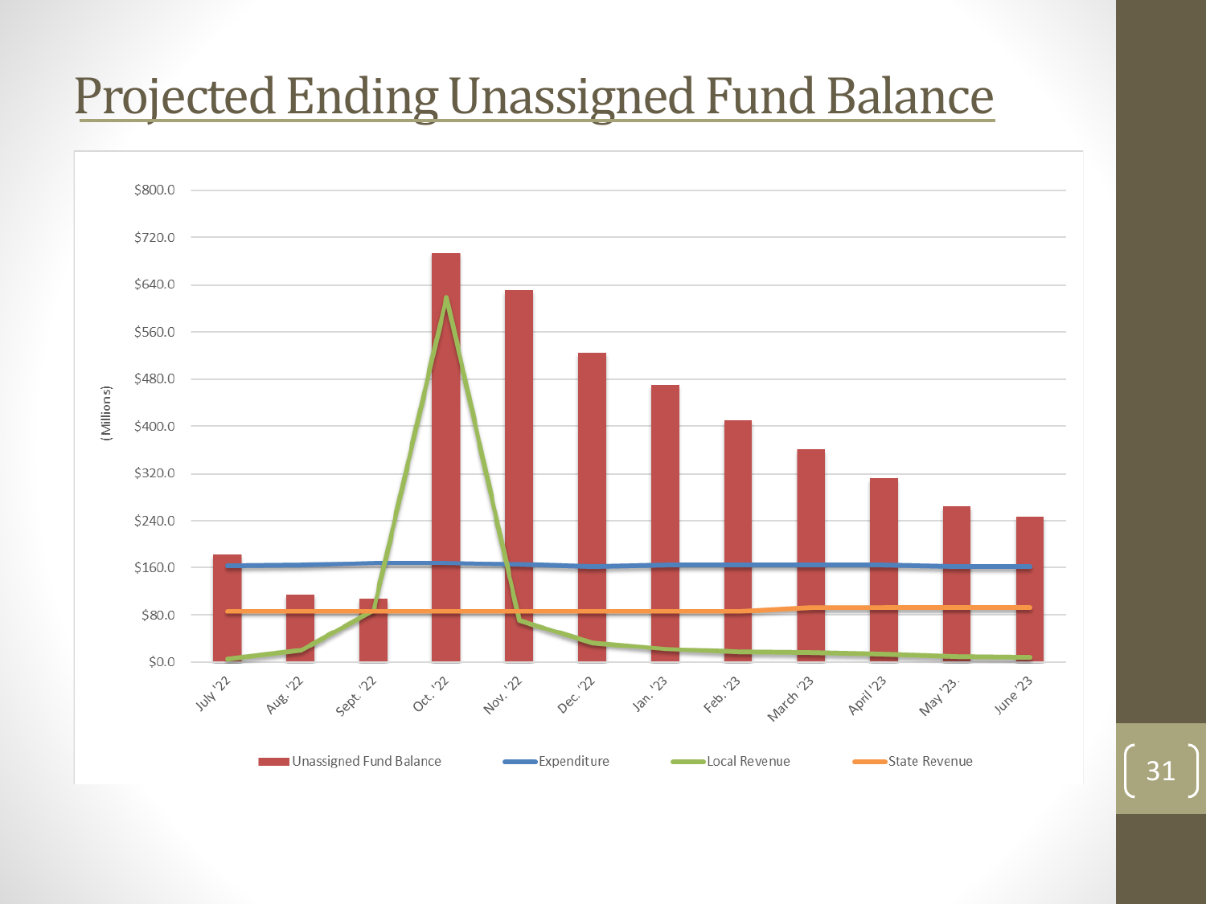# Projected Ending Unassigned Fund Balance

(Millions)

$800.0
$720.0
$640.0
$560.0
$480.0
$400.0
$320.0
$240.0
$160.0
$80.0
$0.0

July '22, Aug. '22, Sept. '22, Oct. '22, Nov. '22, Dec. '22, Jan. '23, Feb. '23, March '23, April '23, May '23, June '23

Unassigned Fund Balance | Expenditure | Local Revenue | State Revenue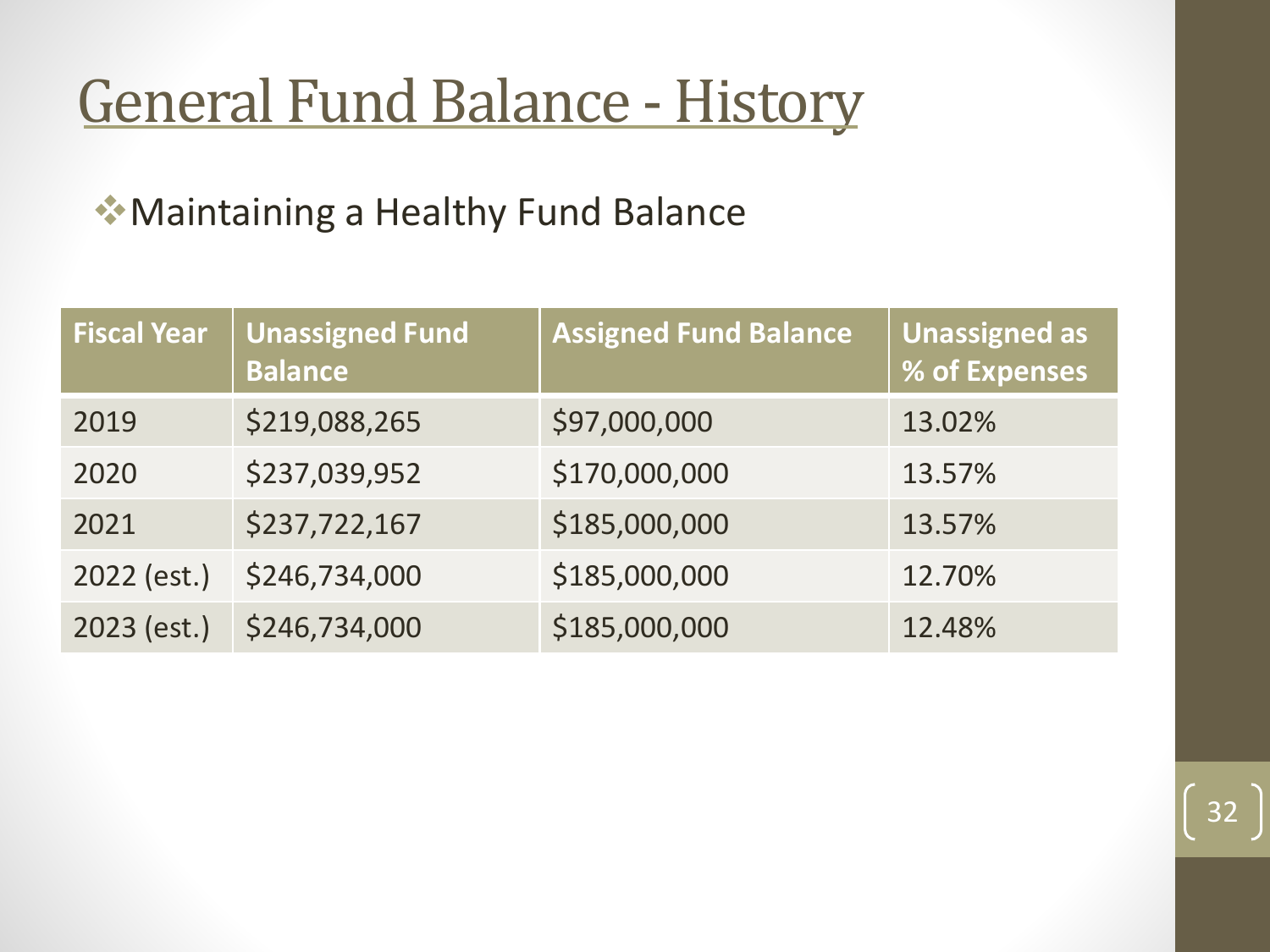# General Fund Balance - History

- Maintaining a Healthy Fund Balance

| Fiscal Year | Unassigned Fund Balance | Assigned Fund Balance | Unassigned as % of Expenses |
|---|---|---|---|
| 2019 | $219,088,265 | $97,000,000 | 13.02% |
| 2020 | $237,039,952 | $170,000,000 | 13.57% |
| 2021 | $237,722,167 | $185,000,000 | 13.57% |
| 2022 (est.) | $246,734,000 | $185,000,000 | 12.70% |
| 2023 (est.) | $246,734,000 | $185,000,000 | 12.48% |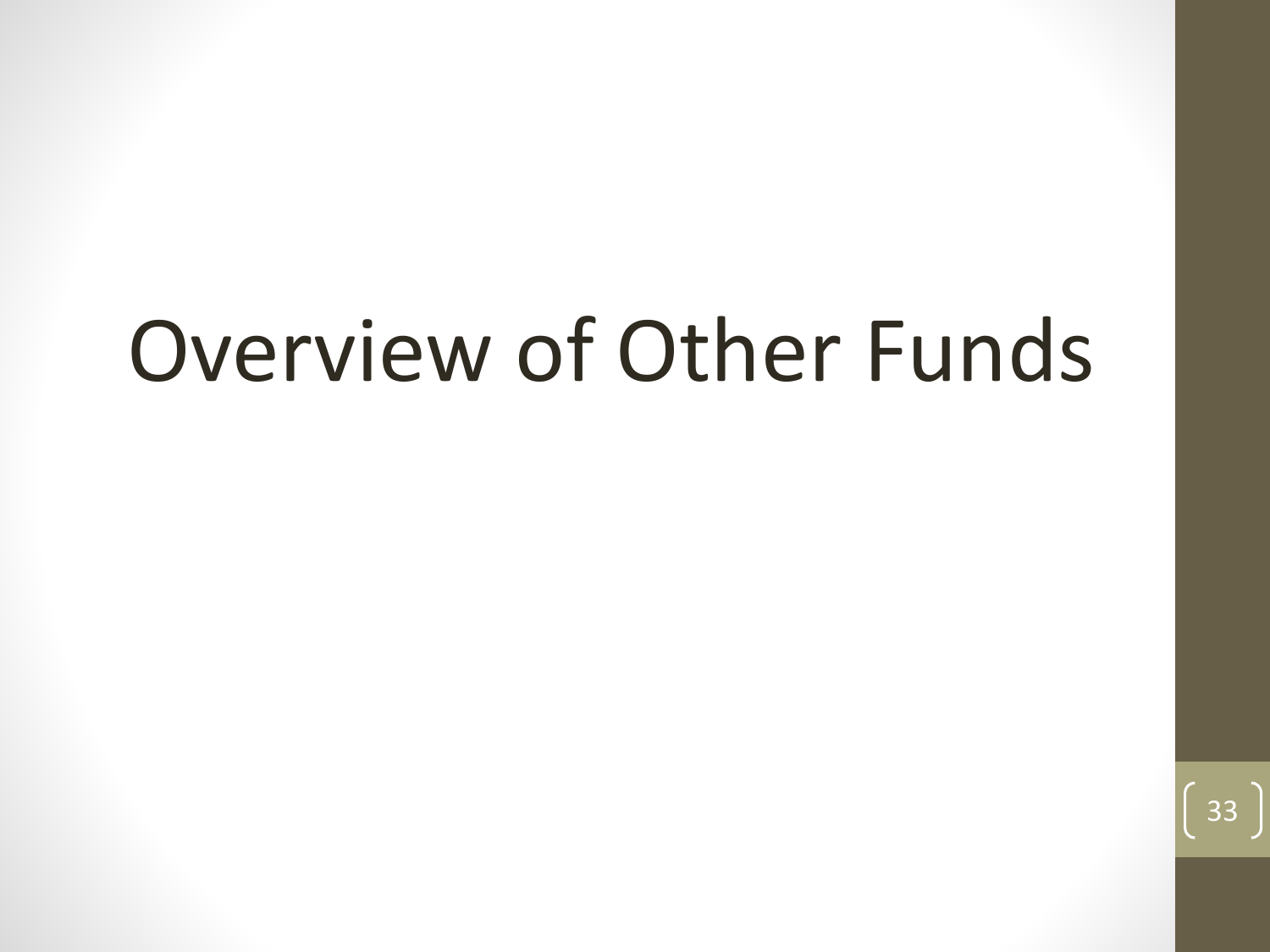# Overview of Other Funds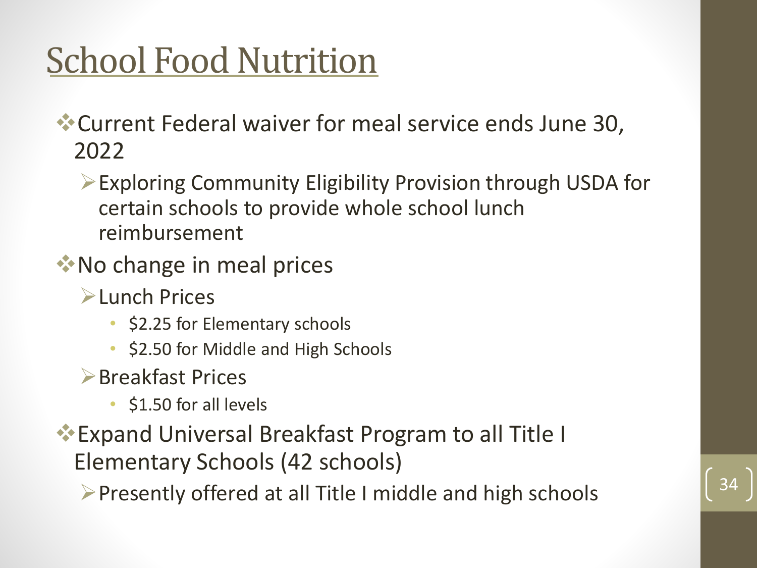# School Food Nutrition

- Current Federal waiver for meal service ends June 30, 2022
  - Exploring Community Eligibility Provision through USDA for certain schools to provide whole school lunch reimbursement
- No change in meal prices
  - Lunch Prices
    - $2.25 for Elementary schools
    - $2.50 for Middle and High Schools
  - Breakfast Prices
    - $1.50 for all levels
- Expand Universal Breakfast Program to all Title I Elementary Schools (42 schools)
  - Presently offered at all Title I middle and high schools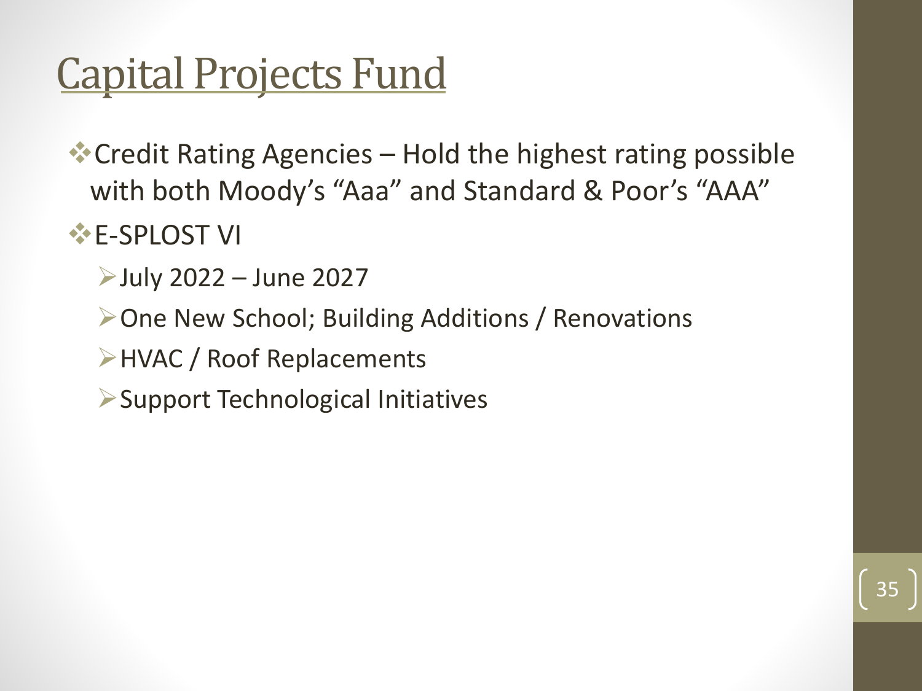# Capital Projects Fund

- Credit Rating Agencies – Hold the highest rating possible with both Moody's "Aaa" and Standard & Poor's "AAA"
- E-SPLOST VI
  - July 2022 – June 2027
  - One New School; Building Additions / Renovations
  - HVAC / Roof Replacements
  - Support Technological Initiatives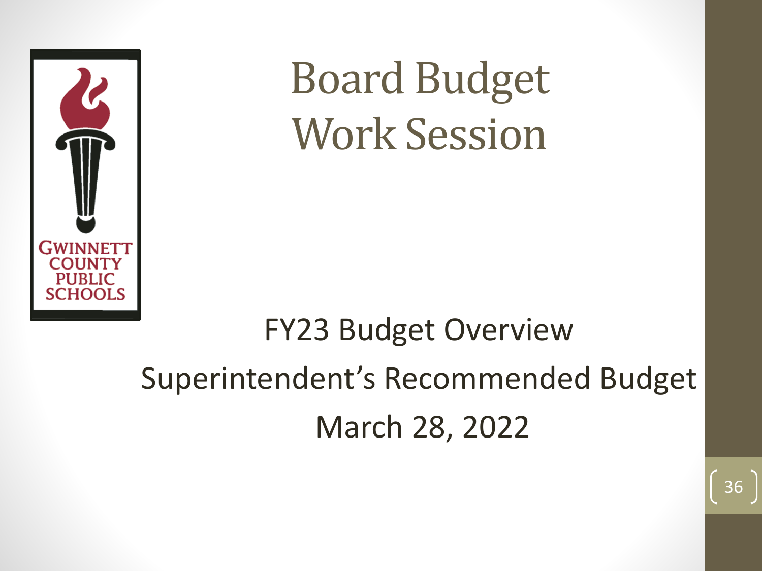GWINNETT COUNTY PUBLIC SCHOOLS

# Board Budget Work Session

FY23 Budget Overview

Superintendent's Recommended Budget

March 28, 2022